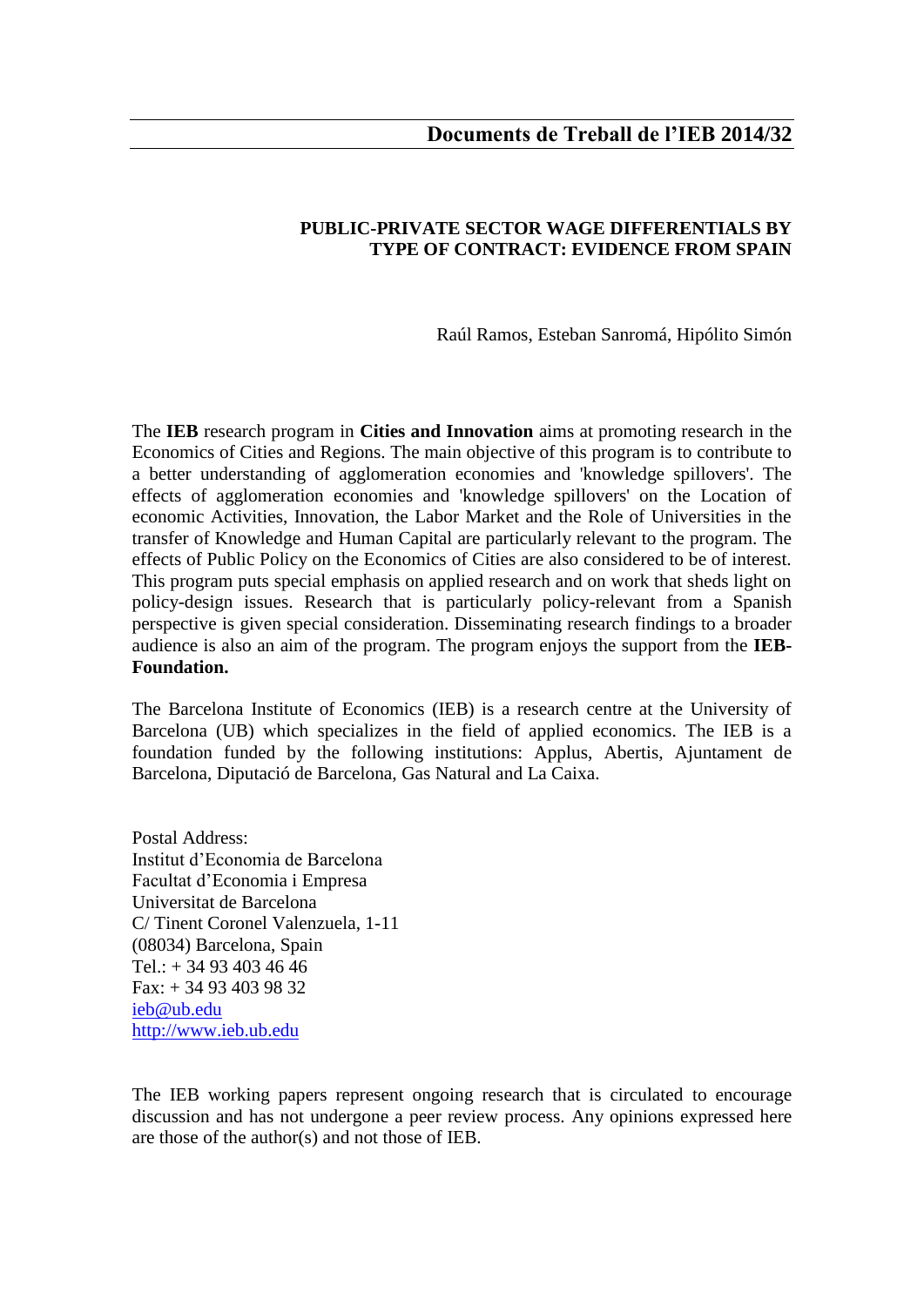# Documents de Treball de l'IEB 2014/32

**PUBLIC-PRIVATE SECTOR WAGE DIFFERENTIALS BY TYPE OF CONTRACT: EVIDENCE FROM SPAIN**

Raúl Ramos, Esteban Sanromá, Hipólito Simón

The **IEB** research program in **Cities and Innovation** aims at promoting research in the Economics of Cities and Regions. The main objective of this program is to contribute to a better understanding of agglomeration economies and 'knowledge spillovers'. The effects of agglomeration economies and 'knowledge spillovers' on the Location of economic Activities, Innovation, the Labor Market and the Role of Universities in the transfer of Knowledge and Human Capital are particularly relevant to the program. The effects of Public Policy on the Economics of Cities are also considered to be of interest. This program puts special emphasis on applied research and on work that sheds light on policy-design issues. Research that is particularly policy-relevant from a Spanish perspective is given special consideration. Disseminating research findings to a broader audience is also an aim of the program. The program enjoys the support from the **IEB-Foundation.**

The Barcelona Institute of Economics (IEB) is a research centre at the University of Barcelona (UB) which specializes in the field of applied economics. The IEB is a foundation funded by the following institutions: Applus, Abertis, Ajuntament de Barcelona, Diputació de Barcelona, Gas Natural and La Caixa.

Postal Address:  
Institut d'Economia de Barcelona  
Facultat d'Economia i Empresa  
Universitat de Barcelona  
C/ Tinent Coronel Valenzuela, 1-11  
(08034) Barcelona, Spain  
Tel.: + 34 93 403 46 46  
Fax: + 34 93 403 98 32  
ieb@ub.edu  
http://www.ieb.ub.edu

The IEB working papers represent ongoing research that is circulated to encourage discussion and has not undergone a peer review process. Any opinions expressed here are those of the author(s) and not those of IEB.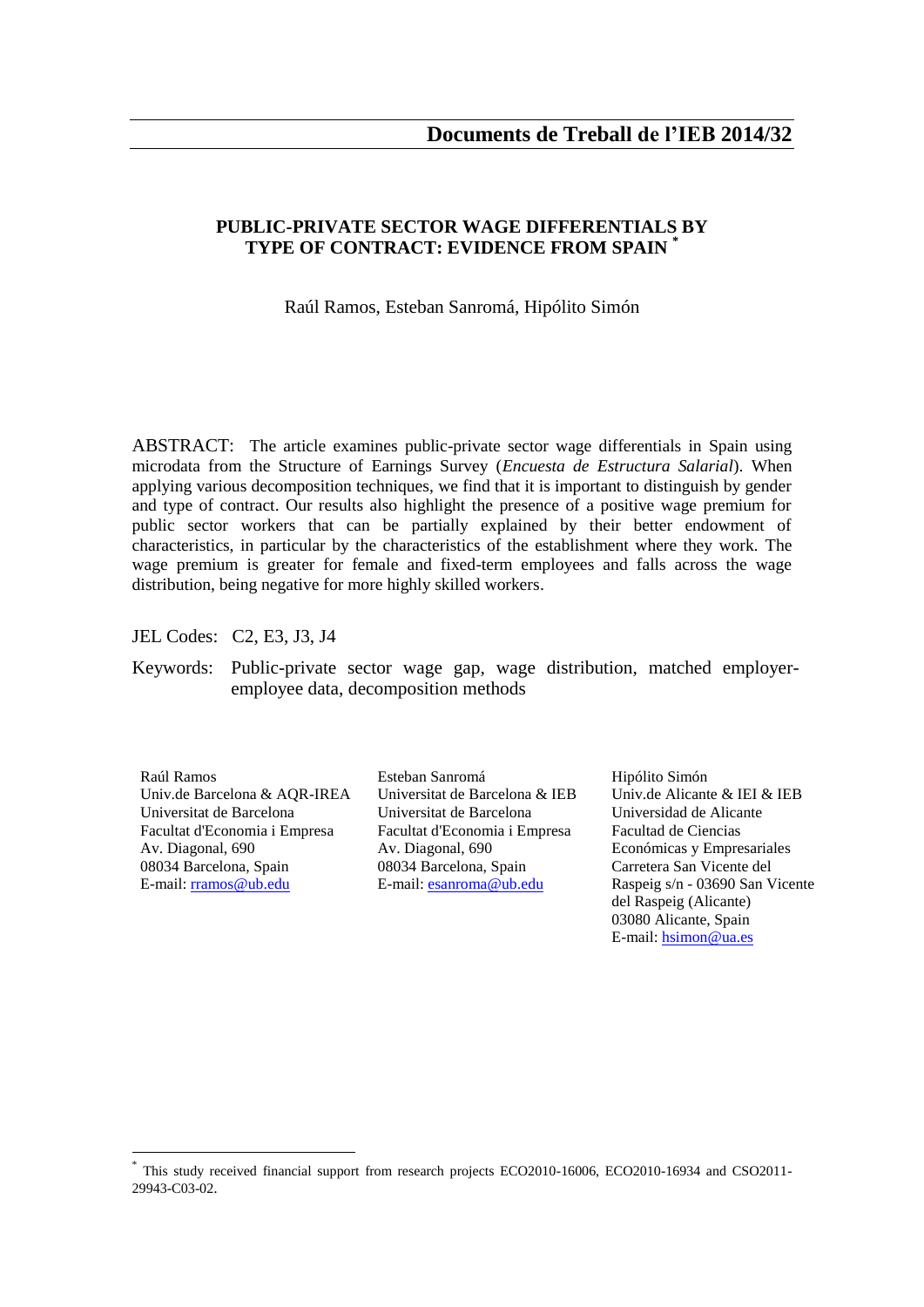**Documents de Treball de l'IEB 2014/32**

# PUBLIC-PRIVATE SECTOR WAGE DIFFERENTIALS BY TYPE OF CONTRACT: EVIDENCE FROM SPAIN [*]

Raúl Ramos, Esteban Sanromá, Hipólito Simón

ABSTRACT: The article examines public-private sector wage differentials in Spain using microdata from the Structure of Earnings Survey (*Encuesta de Estructura Salarial*). When applying various decomposition techniques, we find that it is important to distinguish by gender and type of contract. Our results also highlight the presence of a positive wage premium for public sector workers that can be partially explained by their better endowment of characteristics, in particular by the characteristics of the establishment where they work. The wage premium is greater for female and fixed-term employees and falls across the wage distribution, being negative for more highly skilled workers.

JEL Codes: C2, E3, J3, J4

Keywords: Public-private sector wage gap, wage distribution, matched employer-employee data, decomposition methods

Raúl Ramos
Univ.de Barcelona & AQR-IREA
Universitat de Barcelona
Facultat d'Economia i Empresa
Av. Diagonal, 690
08034 Barcelona, Spain
E-mail: rramos@ub.edu

Esteban Sanromá
Universitat de Barcelona & IEB
Universitat de Barcelona
Facultat d'Economia i Empresa
Av. Diagonal, 690
08034 Barcelona, Spain
E-mail: esanroma@ub.edu

Hipólito Simón
Univ.de Alicante & IEI & IEB
Universidad de Alicante
Facultad de Ciencias Económicas y Empresariales
Carretera San Vicente del Raspeig s/n - 03690 San Vicente del Raspeig (Alicante)
03080 Alicante, Spain
E-mail: hsimon@ua.es

[*] This study received financial support from research projects ECO2010-16006, ECO2010-16934 and CSO2011-29943-C03-02.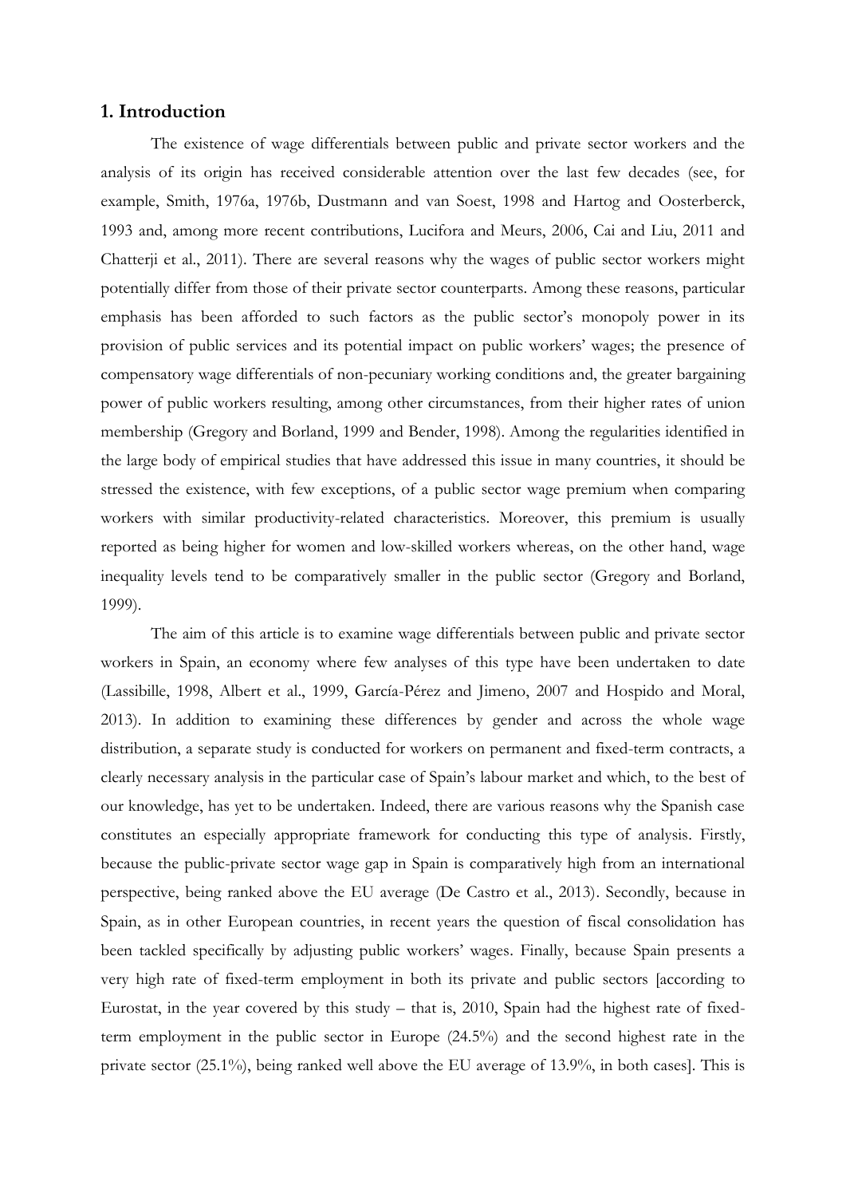## 1. Introduction

The existence of wage differentials between public and private sector workers and the analysis of its origin has received considerable attention over the last few decades (see, for example, Smith, 1976a, 1976b, Dustmann and van Soest, 1998 and Hartog and Oosterberck, 1993 and, among more recent contributions, Lucifora and Meurs, 2006, Cai and Liu, 2011 and Chatterji et al., 2011). There are several reasons why the wages of public sector workers might potentially differ from those of their private sector counterparts. Among these reasons, particular emphasis has been afforded to such factors as the public sector's monopoly power in its provision of public services and its potential impact on public workers' wages; the presence of compensatory wage differentials of non-pecuniary working conditions and, the greater bargaining power of public workers resulting, among other circumstances, from their higher rates of union membership (Gregory and Borland, 1999 and Bender, 1998). Among the regularities identified in the large body of empirical studies that have addressed this issue in many countries, it should be stressed the existence, with few exceptions, of a public sector wage premium when comparing workers with similar productivity-related characteristics. Moreover, this premium is usually reported as being higher for women and low-skilled workers whereas, on the other hand, wage inequality levels tend to be comparatively smaller in the public sector (Gregory and Borland, 1999).

The aim of this article is to examine wage differentials between public and private sector workers in Spain, an economy where few analyses of this type have been undertaken to date (Lassibille, 1998, Albert et al., 1999, García-Pérez and Jimeno, 2007 and Hospido and Moral, 2013). In addition to examining these differences by gender and across the whole wage distribution, a separate study is conducted for workers on permanent and fixed-term contracts, a clearly necessary analysis in the particular case of Spain's labour market and which, to the best of our knowledge, has yet to be undertaken. Indeed, there are various reasons why the Spanish case constitutes an especially appropriate framework for conducting this type of analysis. Firstly, because the public-private sector wage gap in Spain is comparatively high from an international perspective, being ranked above the EU average (De Castro et al., 2013). Secondly, because in Spain, as in other European countries, in recent years the question of fiscal consolidation has been tackled specifically by adjusting public workers' wages. Finally, because Spain presents a very high rate of fixed-term employment in both its private and public sectors [according to Eurostat, in the year covered by this study – that is, 2010, Spain had the highest rate of fixed-term employment in the public sector in Europe (24.5%) and the second highest rate in the private sector (25.1%), being ranked well above the EU average of 13.9%, in both cases]. This is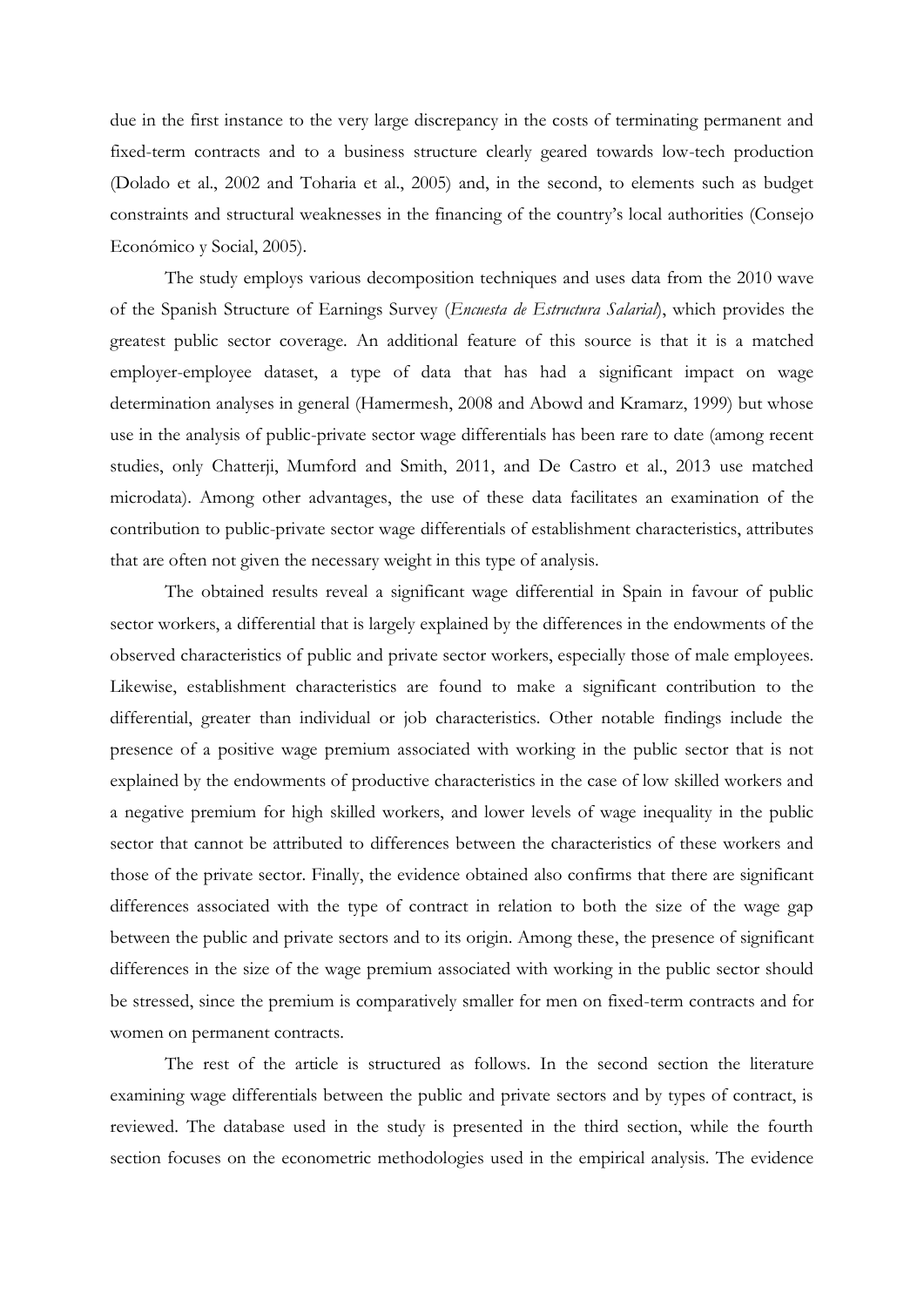due in the first instance to the very large discrepancy in the costs of terminating permanent and fixed-term contracts and to a business structure clearly geared towards low-tech production (Dolado et al., 2002 and Toharia et al., 2005) and, in the second, to elements such as budget constraints and structural weaknesses in the financing of the country's local authorities (Consejo Económico y Social, 2005).

The study employs various decomposition techniques and uses data from the 2010 wave of the Spanish Structure of Earnings Survey (*Encuesta de Estructura Salarial*), which provides the greatest public sector coverage. An additional feature of this source is that it is a matched employer-employee dataset, a type of data that has had a significant impact on wage determination analyses in general (Hamermesh, 2008 and Abowd and Kramarz, 1999) but whose use in the analysis of public-private sector wage differentials has been rare to date (among recent studies, only Chatterji, Mumford and Smith, 2011, and De Castro et al., 2013 use matched microdata). Among other advantages, the use of these data facilitates an examination of the contribution to public-private sector wage differentials of establishment characteristics, attributes that are often not given the necessary weight in this type of analysis.

The obtained results reveal a significant wage differential in Spain in favour of public sector workers, a differential that is largely explained by the differences in the endowments of the observed characteristics of public and private sector workers, especially those of male employees. Likewise, establishment characteristics are found to make a significant contribution to the differential, greater than individual or job characteristics. Other notable findings include the presence of a positive wage premium associated with working in the public sector that is not explained by the endowments of productive characteristics in the case of low skilled workers and a negative premium for high skilled workers, and lower levels of wage inequality in the public sector that cannot be attributed to differences between the characteristics of these workers and those of the private sector. Finally, the evidence obtained also confirms that there are significant differences associated with the type of contract in relation to both the size of the wage gap between the public and private sectors and to its origin. Among these, the presence of significant differences in the size of the wage premium associated with working in the public sector should be stressed, since the premium is comparatively smaller for men on fixed-term contracts and for women on permanent contracts.

The rest of the article is structured as follows. In the second section the literature examining wage differentials between the public and private sectors and by types of contract, is reviewed. The database used in the study is presented in the third section, while the fourth section focuses on the econometric methodologies used in the empirical analysis. The evidence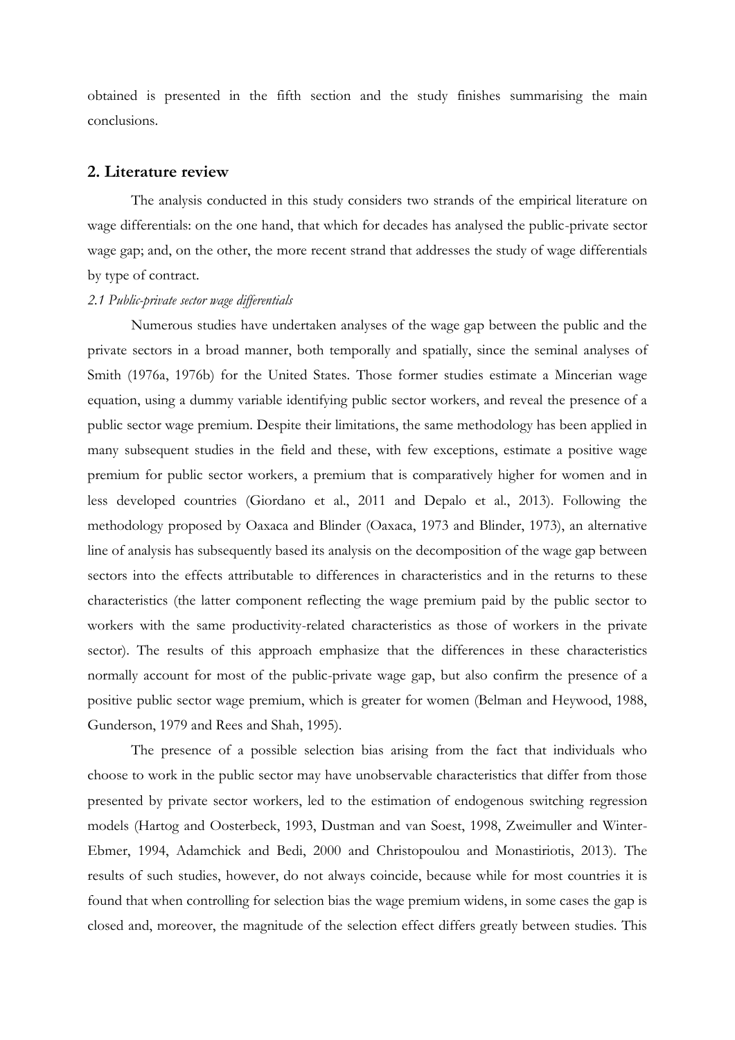obtained is presented in the fifth section and the study finishes summarising the main conclusions.

## 2. Literature review

The analysis conducted in this study considers two strands of the empirical literature on wage differentials: on the one hand, that which for decades has analysed the public-private sector wage gap; and, on the other, the more recent strand that addresses the study of wage differentials by type of contract.

*2.1 Public-private sector wage differentials*

Numerous studies have undertaken analyses of the wage gap between the public and the private sectors in a broad manner, both temporally and spatially, since the seminal analyses of Smith (1976a, 1976b) for the United States. Those former studies estimate a Mincerian wage equation, using a dummy variable identifying public sector workers, and reveal the presence of a public sector wage premium. Despite their limitations, the same methodology has been applied in many subsequent studies in the field and these, with few exceptions, estimate a positive wage premium for public sector workers, a premium that is comparatively higher for women and in less developed countries (Giordano et al., 2011 and Depalo et al., 2013). Following the methodology proposed by Oaxaca and Blinder (Oaxaca, 1973 and Blinder, 1973), an alternative line of analysis has subsequently based its analysis on the decomposition of the wage gap between sectors into the effects attributable to differences in characteristics and in the returns to these characteristics (the latter component reflecting the wage premium paid by the public sector to workers with the same productivity-related characteristics as those of workers in the private sector). The results of this approach emphasize that the differences in these characteristics normally account for most of the public-private wage gap, but also confirm the presence of a positive public sector wage premium, which is greater for women (Belman and Heywood, 1988, Gunderson, 1979 and Rees and Shah, 1995).

The presence of a possible selection bias arising from the fact that individuals who choose to work in the public sector may have unobservable characteristics that differ from those presented by private sector workers, led to the estimation of endogenous switching regression models (Hartog and Oosterbeck, 1993, Dustman and van Soest, 1998, Zweimuller and Winter-Ebmer, 1994, Adamchick and Bedi, 2000 and Christopoulou and Monastiriotis, 2013). The results of such studies, however, do not always coincide, because while for most countries it is found that when controlling for selection bias the wage premium widens, in some cases the gap is closed and, moreover, the magnitude of the selection effect differs greatly between studies. This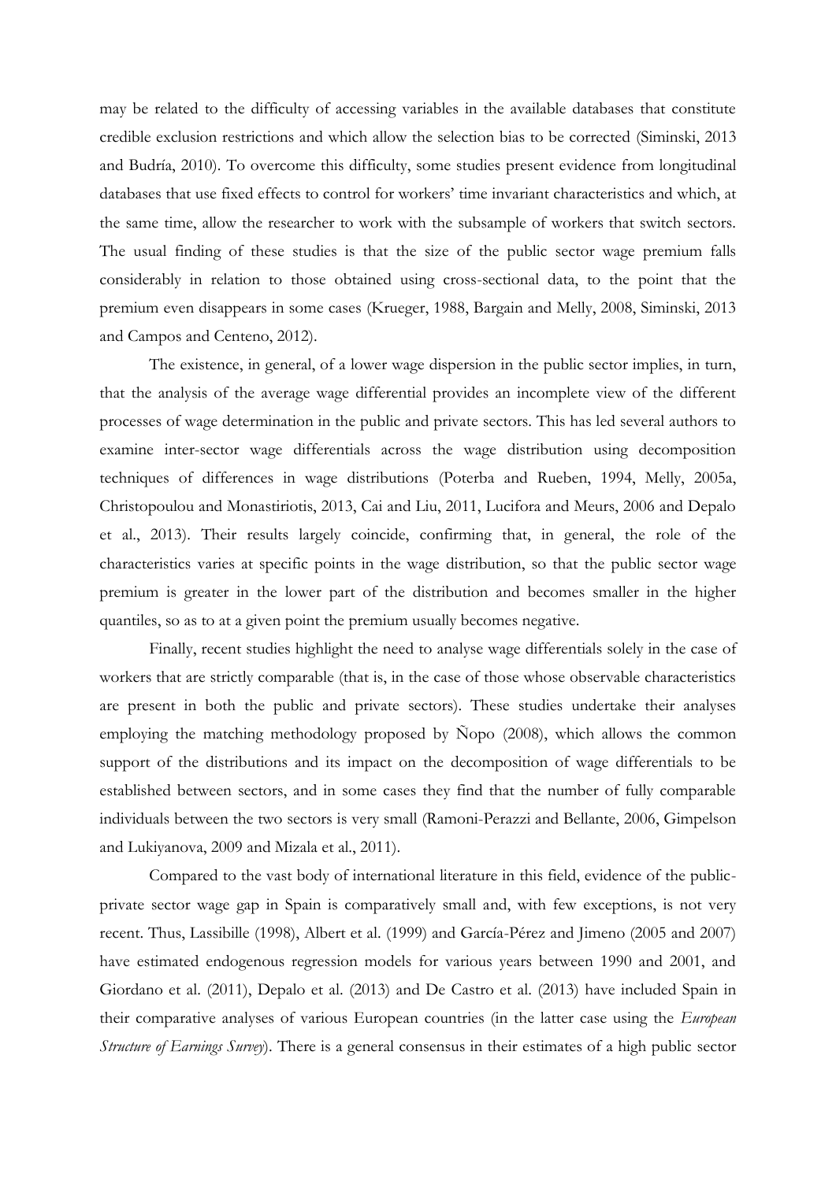may be related to the difficulty of accessing variables in the available databases that constitute credible exclusion restrictions and which allow the selection bias to be corrected (Siminski, 2013 and Budría, 2010). To overcome this difficulty, some studies present evidence from longitudinal databases that use fixed effects to control for workers' time invariant characteristics and which, at the same time, allow the researcher to work with the subsample of workers that switch sectors. The usual finding of these studies is that the size of the public sector wage premium falls considerably in relation to those obtained using cross-sectional data, to the point that the premium even disappears in some cases (Krueger, 1988, Bargain and Melly, 2008, Siminski, 2013 and Campos and Centeno, 2012).

The existence, in general, of a lower wage dispersion in the public sector implies, in turn, that the analysis of the average wage differential provides an incomplete view of the different processes of wage determination in the public and private sectors. This has led several authors to examine inter-sector wage differentials across the wage distribution using decomposition techniques of differences in wage distributions (Poterba and Rueben, 1994, Melly, 2005a, Christopoulou and Monastiriotis, 2013, Cai and Liu, 2011, Lucifora and Meurs, 2006 and Depalo et al., 2013). Their results largely coincide, confirming that, in general, the role of the characteristics varies at specific points in the wage distribution, so that the public sector wage premium is greater in the lower part of the distribution and becomes smaller in the higher quantiles, so as to at a given point the premium usually becomes negative.

Finally, recent studies highlight the need to analyse wage differentials solely in the case of workers that are strictly comparable (that is, in the case of those whose observable characteristics are present in both the public and private sectors). These studies undertake their analyses employing the matching methodology proposed by Ñopo (2008), which allows the common support of the distributions and its impact on the decomposition of wage differentials to be established between sectors, and in some cases they find that the number of fully comparable individuals between the two sectors is very small (Ramoni-Perazzi and Bellante, 2006, Gimpelson and Lukiyanova, 2009 and Mizala et al., 2011).

Compared to the vast body of international literature in this field, evidence of the public-private sector wage gap in Spain is comparatively small and, with few exceptions, is not very recent. Thus, Lassibille (1998), Albert et al. (1999) and García-Pérez and Jimeno (2005 and 2007) have estimated endogenous regression models for various years between 1990 and 2001, and Giordano et al. (2011), Depalo et al. (2013) and De Castro et al. (2013) have included Spain in their comparative analyses of various European countries (in the latter case using the *European Structure of Earnings Survey*). There is a general consensus in their estimates of a high public sector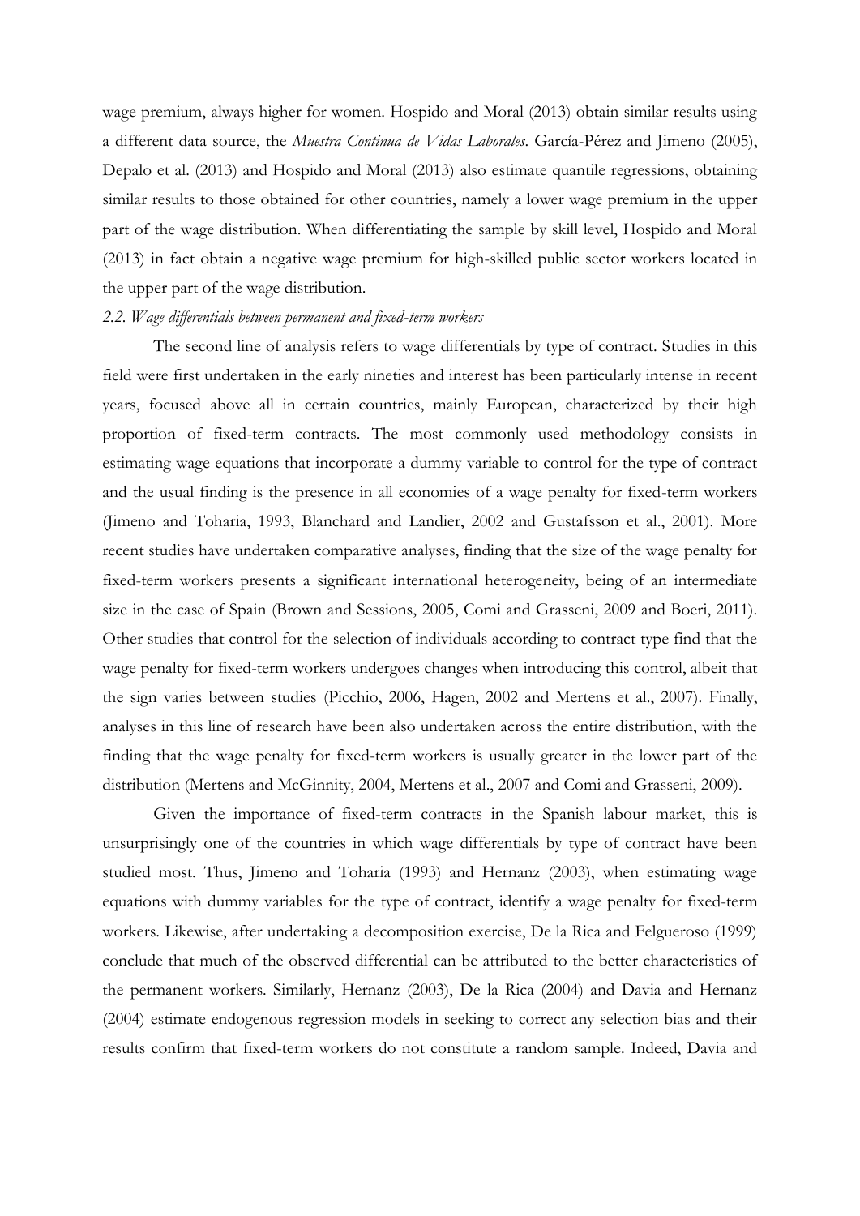wage premium, always higher for women. Hospido and Moral (2013) obtain similar results using a different data source, the *Muestra Continua de Vidas Laborales*. García-Pérez and Jimeno (2005), Depalo et al. (2013) and Hospido and Moral (2013) also estimate quantile regressions, obtaining similar results to those obtained for other countries, namely a lower wage premium in the upper part of the wage distribution. When differentiating the sample by skill level, Hospido and Moral (2013) in fact obtain a negative wage premium for high-skilled public sector workers located in the upper part of the wage distribution.

### *2.2. Wage differentials between permanent and fixed-term workers*

The second line of analysis refers to wage differentials by type of contract. Studies in this field were first undertaken in the early nineties and interest has been particularly intense in recent years, focused above all in certain countries, mainly European, characterized by their high proportion of fixed-term contracts. The most commonly used methodology consists in estimating wage equations that incorporate a dummy variable to control for the type of contract and the usual finding is the presence in all economies of a wage penalty for fixed-term workers (Jimeno and Toharia, 1993, Blanchard and Landier, 2002 and Gustafsson et al., 2001). More recent studies have undertaken comparative analyses, finding that the size of the wage penalty for fixed-term workers presents a significant international heterogeneity, being of an intermediate size in the case of Spain (Brown and Sessions, 2005, Comi and Grasseni, 2009 and Boeri, 2011). Other studies that control for the selection of individuals according to contract type find that the wage penalty for fixed-term workers undergoes changes when introducing this control, albeit that the sign varies between studies (Picchio, 2006, Hagen, 2002 and Mertens et al., 2007). Finally, analyses in this line of research have been also undertaken across the entire distribution, with the finding that the wage penalty for fixed-term workers is usually greater in the lower part of the distribution (Mertens and McGinnity, 2004, Mertens et al., 2007 and Comi and Grasseni, 2009).

Given the importance of fixed-term contracts in the Spanish labour market, this is unsurprisingly one of the countries in which wage differentials by type of contract have been studied most. Thus, Jimeno and Toharia (1993) and Hernanz (2003), when estimating wage equations with dummy variables for the type of contract, identify a wage penalty for fixed-term workers. Likewise, after undertaking a decomposition exercise, De la Rica and Felgueroso (1999) conclude that much of the observed differential can be attributed to the better characteristics of the permanent workers. Similarly, Hernanz (2003), De la Rica (2004) and Davia and Hernanz (2004) estimate endogenous regression models in seeking to correct any selection bias and their results confirm that fixed-term workers do not constitute a random sample. Indeed, Davia and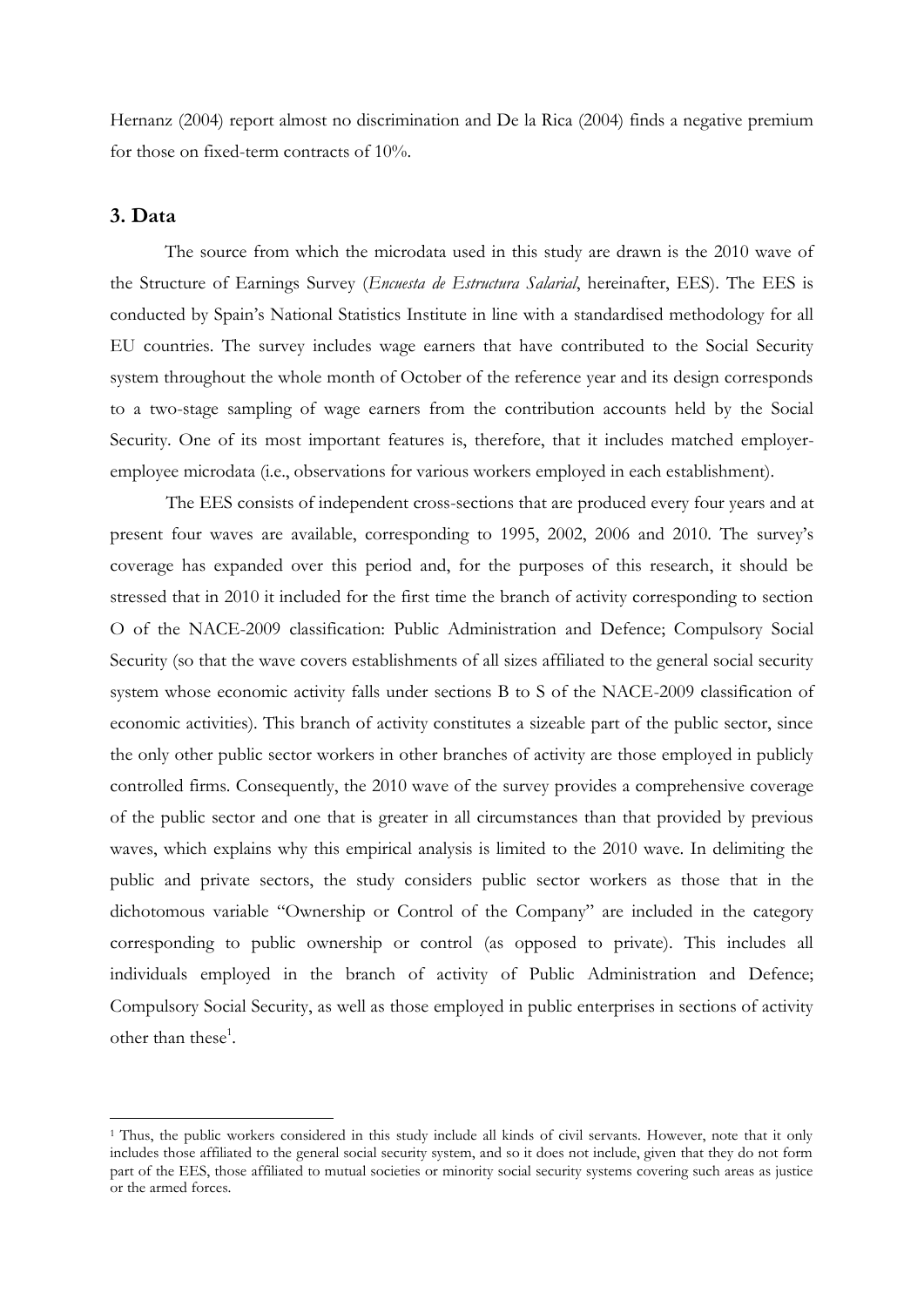Hernanz (2004) report almost no discrimination and De la Rica (2004) finds a negative premium for those on fixed-term contracts of 10%.

## 3. Data

The source from which the microdata used in this study are drawn is the 2010 wave of the Structure of Earnings Survey (*Encuesta de Estructura Salarial*, hereinafter, EES). The EES is conducted by Spain's National Statistics Institute in line with a standardised methodology for all EU countries. The survey includes wage earners that have contributed to the Social Security system throughout the whole month of October of the reference year and its design corresponds to a two-stage sampling of wage earners from the contribution accounts held by the Social Security. One of its most important features is, therefore, that it includes matched employer-employee microdata (i.e., observations for various workers employed in each establishment).

The EES consists of independent cross-sections that are produced every four years and at present four waves are available, corresponding to 1995, 2002, 2006 and 2010. The survey's coverage has expanded over this period and, for the purposes of this research, it should be stressed that in 2010 it included for the first time the branch of activity corresponding to section O of the NACE-2009 classification: Public Administration and Defence; Compulsory Social Security (so that the wave covers establishments of all sizes affiliated to the general social security system whose economic activity falls under sections B to S of the NACE-2009 classification of economic activities). This branch of activity constitutes a sizeable part of the public sector, since the only other public sector workers in other branches of activity are those employed in publicly controlled firms. Consequently, the 2010 wave of the survey provides a comprehensive coverage of the public sector and one that is greater in all circumstances than that provided by previous waves, which explains why this empirical analysis is limited to the 2010 wave. In delimiting the public and private sectors, the study considers public sector workers as those that in the dichotomous variable "Ownership or Control of the Company" are included in the category corresponding to public ownership or control (as opposed to private). This includes all individuals employed in the branch of activity of Public Administration and Defence; Compulsory Social Security, as well as those employed in public enterprises in sections of activity other than these[1].

[1] Thus, the public workers considered in this study include all kinds of civil servants. However, note that it only includes those affiliated to the general social security system, and so it does not include, given that they do not form part of the EES, those affiliated to mutual societies or minority social security systems covering such areas as justice or the armed forces.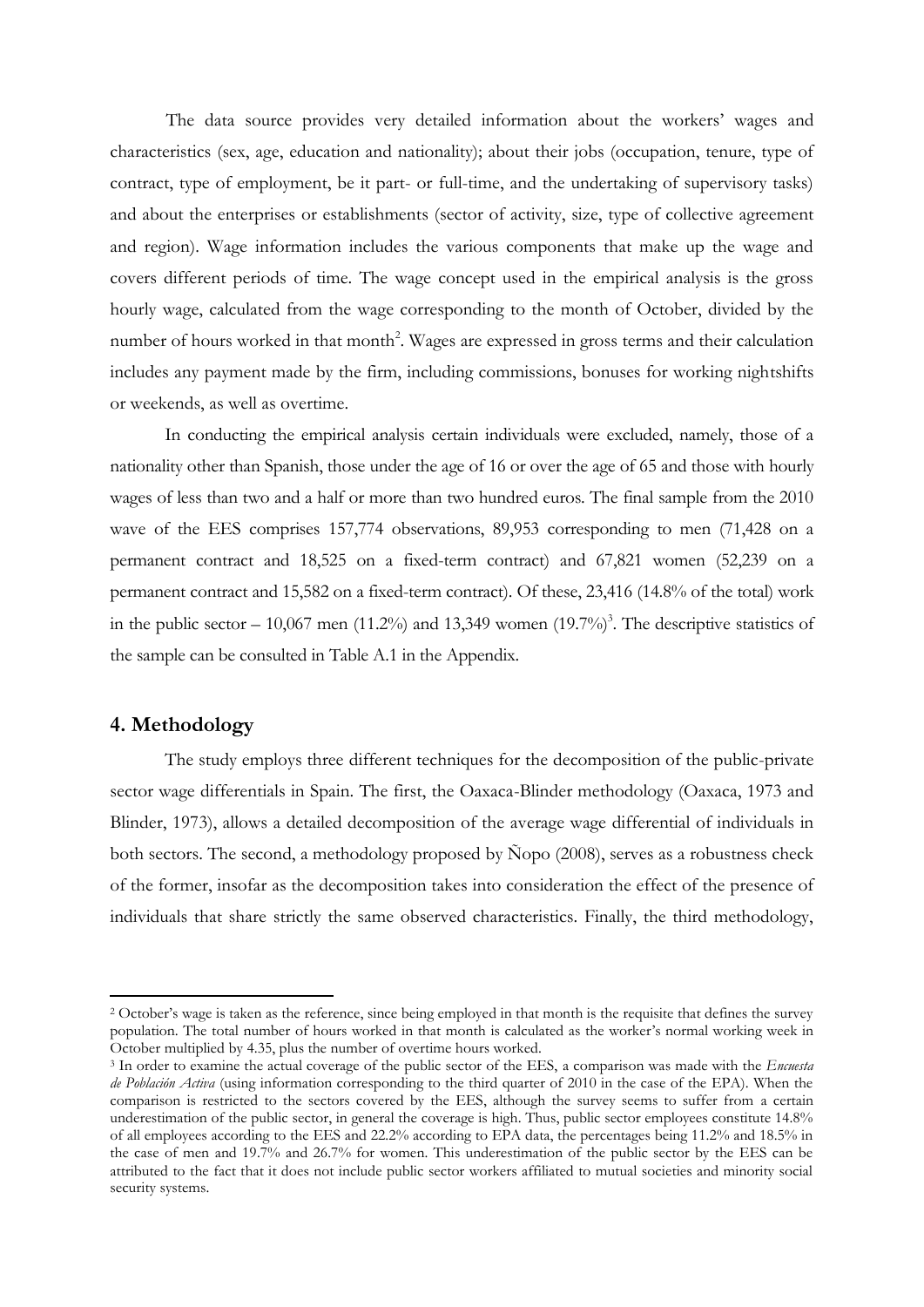The data source provides very detailed information about the workers' wages and characteristics (sex, age, education and nationality); about their jobs (occupation, tenure, type of contract, type of employment, be it part- or full-time, and the undertaking of supervisory tasks) and about the enterprises or establishments (sector of activity, size, type of collective agreement and region). Wage information includes the various components that make up the wage and covers different periods of time. The wage concept used in the empirical analysis is the gross hourly wage, calculated from the wage corresponding to the month of October, divided by the number of hours worked in that month[2]. Wages are expressed in gross terms and their calculation includes any payment made by the firm, including commissions, bonuses for working nightshifts or weekends, as well as overtime.

In conducting the empirical analysis certain individuals were excluded, namely, those of a nationality other than Spanish, those under the age of 16 or over the age of 65 and those with hourly wages of less than two and a half or more than two hundred euros. The final sample from the 2010 wave of the EES comprises 157,774 observations, 89,953 corresponding to men (71,428 on a permanent contract and 18,525 on a fixed-term contract) and 67,821 women (52,239 on a permanent contract and 15,582 on a fixed-term contract). Of these, 23,416 (14.8% of the total) work in the public sector – 10,067 men (11.2%) and 13,349 women (19.7%)[3]. The descriptive statistics of the sample can be consulted in Table A.1 in the Appendix.

## 4. Methodology

The study employs three different techniques for the decomposition of the public-private sector wage differentials in Spain. The first, the Oaxaca-Blinder methodology (Oaxaca, 1973 and Blinder, 1973), allows a detailed decomposition of the average wage differential of individuals in both sectors. The second, a methodology proposed by Ñopo (2008), serves as a robustness check of the former, insofar as the decomposition takes into consideration the effect of the presence of individuals that share strictly the same observed characteristics. Finally, the third methodology,

---

[2] October's wage is taken as the reference, since being employed in that month is the requisite that defines the survey population. The total number of hours worked in that month is calculated as the worker's normal working week in October multiplied by 4.35, plus the number of overtime hours worked.

[3] In order to examine the actual coverage of the public sector of the EES, a comparison was made with the *Encuesta de Población Activa* (using information corresponding to the third quarter of 2010 in the case of the EPA). When the comparison is restricted to the sectors covered by the EES, although the survey seems to suffer from a certain underestimation of the public sector, in general the coverage is high. Thus, public sector employees constitute 14.8% of all employees according to the EES and 22.2% according to EPA data, the percentages being 11.2% and 18.5% in the case of men and 19.7% and 26.7% for women. This underestimation of the public sector by the EES can be attributed to the fact that it does not include public sector workers affiliated to mutual societies and minority social security systems.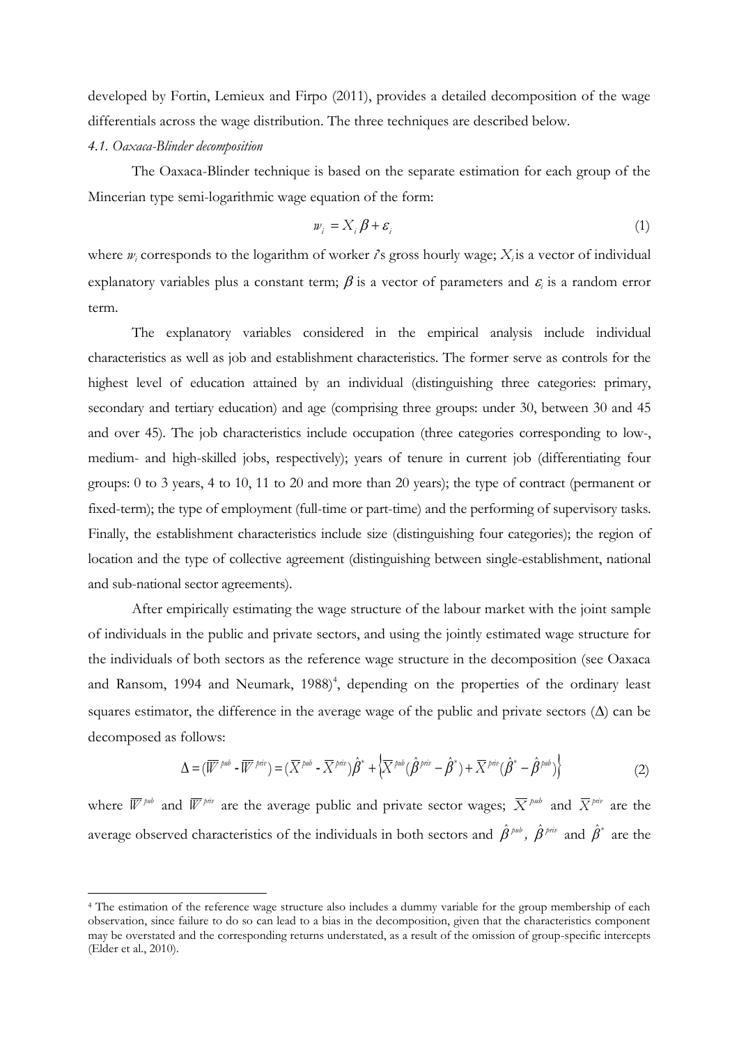developed by Fortin, Lemieux and Firpo (2011), provides a detailed decomposition of the wage differentials across the wage distribution. The three techniques are described below.

*4.1. Oaxaca-Blinder decomposition*

The Oaxaca-Blinder technique is based on the separate estimation for each group of the Mincerian type semi-logarithmic wage equation of the form:

$$w_i = X_i \beta + \varepsilon_i \tag{1}$$

where $w_i$ corresponds to the logarithm of worker *i*'s gross hourly wage; $X_i$ is a vector of individual explanatory variables plus a constant term; $\beta$ is a vector of parameters and $\varepsilon_i$ is a random error term.

The explanatory variables considered in the empirical analysis include individual characteristics as well as job and establishment characteristics. The former serve as controls for the highest level of education attained by an individual (distinguishing three categories: primary, secondary and tertiary education) and age (comprising three groups: under 30, between 30 and 45 and over 45). The job characteristics include occupation (three categories corresponding to low-, medium- and high-skilled jobs, respectively); years of tenure in current job (differentiating four groups: 0 to 3 years, 4 to 10, 11 to 20 and more than 20 years); the type of contract (permanent or fixed-term); the type of employment (full-time or part-time) and the performing of supervisory tasks. Finally, the establishment characteristics include size (distinguishing four categories); the region of location and the type of collective agreement (distinguishing between single-establishment, national and sub-national sector agreements).

After empirically estimating the wage structure of the labour market with the joint sample of individuals in the public and private sectors, and using the jointly estimated wage structure for the individuals of both sectors as the reference wage structure in the decomposition (see Oaxaca and Ransom, 1994 and Neumark, 1988)[4], depending on the properties of the ordinary least squares estimator, the difference in the average wage of the public and private sectors ($\Delta$) can be decomposed as follows:

$$\Delta = (\overline{W}^{pub} - \overline{W}^{priv}) = (\overline{X}^{pub} - \overline{X}^{priv})\hat{\beta}^{*} + \left\{\overline{X}^{pub}(\hat{\beta}^{priv} - \hat{\beta}^{*}) + \overline{X}^{priv}(\hat{\beta}^{*} - \hat{\beta}^{pub})\right\} \tag{2}$$

where $\overline{W}^{pub}$ and $\overline{W}^{priv}$ are the average public and private sector wages; $\overline{X}^{pub}$ and $\overline{X}^{priv}$ are the average observed characteristics of the individuals in both sectors and $\hat{\beta}^{pub}$, $\hat{\beta}^{priv}$ and $\hat{\beta}^{*}$ are the

[4] The estimation of the reference wage structure also includes a dummy variable for the group membership of each observation, since failure to do so can lead to a bias in the decomposition, given that the characteristics component may be overstated and the corresponding returns understated, as a result of the omission of group-specific intercepts (Elder et al., 2010).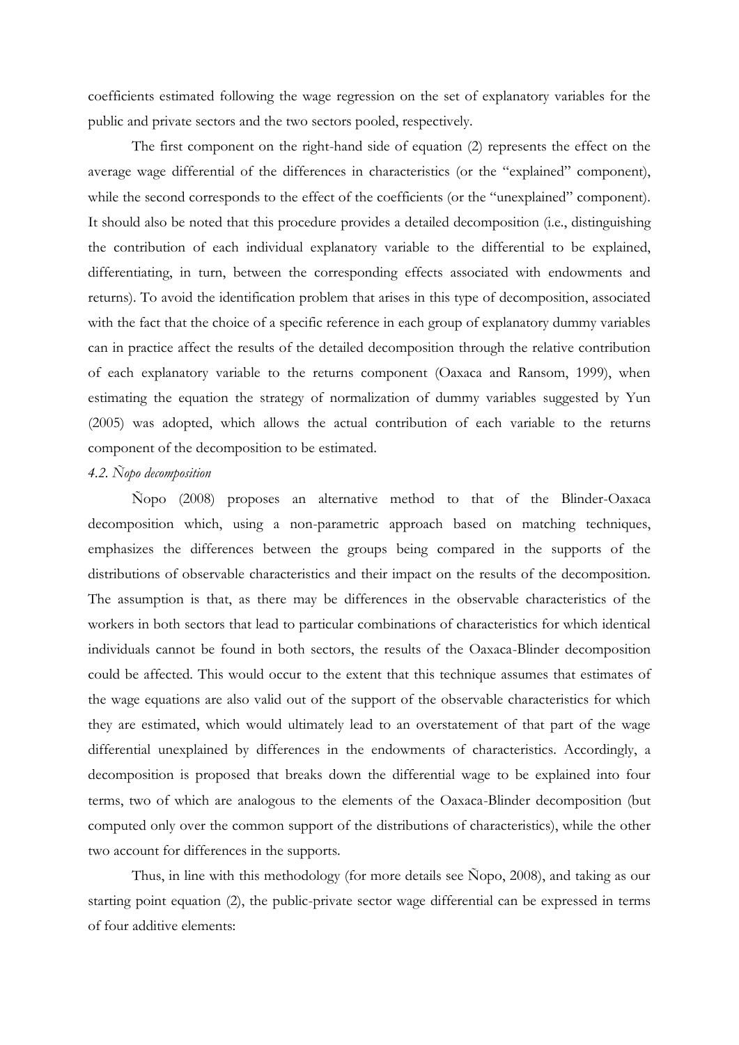coefficients estimated following the wage regression on the set of explanatory variables for the public and private sectors and the two sectors pooled, respectively.

The first component on the right-hand side of equation (2) represents the effect on the average wage differential of the differences in characteristics (or the "explained" component), while the second corresponds to the effect of the coefficients (or the "unexplained" component). It should also be noted that this procedure provides a detailed decomposition (i.e., distinguishing the contribution of each individual explanatory variable to the differential to be explained, differentiating, in turn, between the corresponding effects associated with endowments and returns). To avoid the identification problem that arises in this type of decomposition, associated with the fact that the choice of a specific reference in each group of explanatory dummy variables can in practice affect the results of the detailed decomposition through the relative contribution of each explanatory variable to the returns component (Oaxaca and Ransom, 1999), when estimating the equation the strategy of normalization of dummy variables suggested by Yun (2005) was adopted, which allows the actual contribution of each variable to the returns component of the decomposition to be estimated.

*4.2. Ñopo decomposition*

Ñopo (2008) proposes an alternative method to that of the Blinder-Oaxaca decomposition which, using a non-parametric approach based on matching techniques, emphasizes the differences between the groups being compared in the supports of the distributions of observable characteristics and their impact on the results of the decomposition. The assumption is that, as there may be differences in the observable characteristics of the workers in both sectors that lead to particular combinations of characteristics for which identical individuals cannot be found in both sectors, the results of the Oaxaca-Blinder decomposition could be affected. This would occur to the extent that this technique assumes that estimates of the wage equations are also valid out of the support of the observable characteristics for which they are estimated, which would ultimately lead to an overstatement of that part of the wage differential unexplained by differences in the endowments of characteristics. Accordingly, a decomposition is proposed that breaks down the differential wage to be explained into four terms, two of which are analogous to the elements of the Oaxaca-Blinder decomposition (but computed only over the common support of the distributions of characteristics), while the other two account for differences in the supports.

Thus, in line with this methodology (for more details see Ñopo, 2008), and taking as our starting point equation (2), the public-private sector wage differential can be expressed in terms of four additive elements: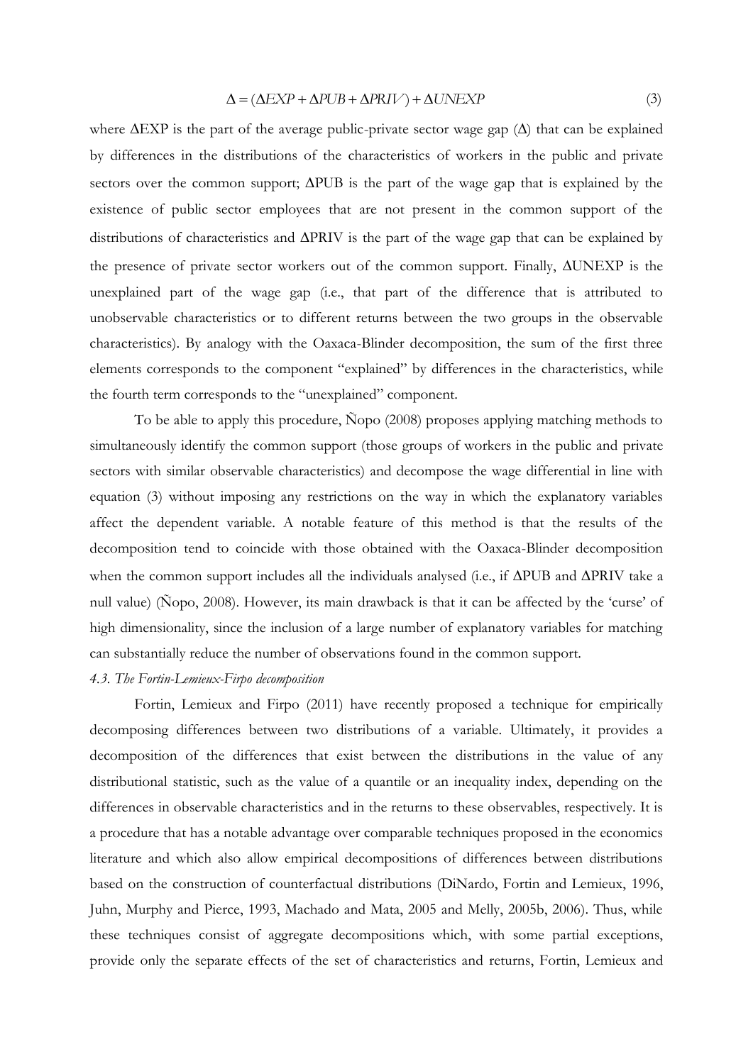$$\Delta = (\Delta EXP + \Delta PUB + \Delta PRIV) + \Delta UNEXP \tag{3}$$

where ΔEXP is the part of the average public-private sector wage gap (Δ) that can be explained by differences in the distributions of the characteristics of workers in the public and private sectors over the common support; ΔPUB is the part of the wage gap that is explained by the existence of public sector employees that are not present in the common support of the distributions of characteristics and ΔPRIV is the part of the wage gap that can be explained by the presence of private sector workers out of the common support. Finally, ΔUNEXP is the unexplained part of the wage gap (i.e., that part of the difference that is attributed to unobservable characteristics or to different returns between the two groups in the observable characteristics). By analogy with the Oaxaca-Blinder decomposition, the sum of the first three elements corresponds to the component "explained" by differences in the characteristics, while the fourth term corresponds to the "unexplained" component.

To be able to apply this procedure, Ñopo (2008) proposes applying matching methods to simultaneously identify the common support (those groups of workers in the public and private sectors with similar observable characteristics) and decompose the wage differential in line with equation (3) without imposing any restrictions on the way in which the explanatory variables affect the dependent variable. A notable feature of this method is that the results of the decomposition tend to coincide with those obtained with the Oaxaca-Blinder decomposition when the common support includes all the individuals analysed (i.e., if ΔPUB and ΔPRIV take a null value) (Ñopo, 2008). However, its main drawback is that it can be affected by the 'curse' of high dimensionality, since the inclusion of a large number of explanatory variables for matching can substantially reduce the number of observations found in the common support.

*4.3. The Fortin-Lemieux-Firpo decomposition*

Fortin, Lemieux and Firpo (2011) have recently proposed a technique for empirically decomposing differences between two distributions of a variable. Ultimately, it provides a decomposition of the differences that exist between the distributions in the value of any distributional statistic, such as the value of a quantile or an inequality index, depending on the differences in observable characteristics and in the returns to these observables, respectively. It is a procedure that has a notable advantage over comparable techniques proposed in the economics literature and which also allow empirical decompositions of differences between distributions based on the construction of counterfactual distributions (DiNardo, Fortin and Lemieux, 1996, Juhn, Murphy and Pierce, 1993, Machado and Mata, 2005 and Melly, 2005b, 2006). Thus, while these techniques consist of aggregate decompositions which, with some partial exceptions, provide only the separate effects of the set of characteristics and returns, Fortin, Lemieux and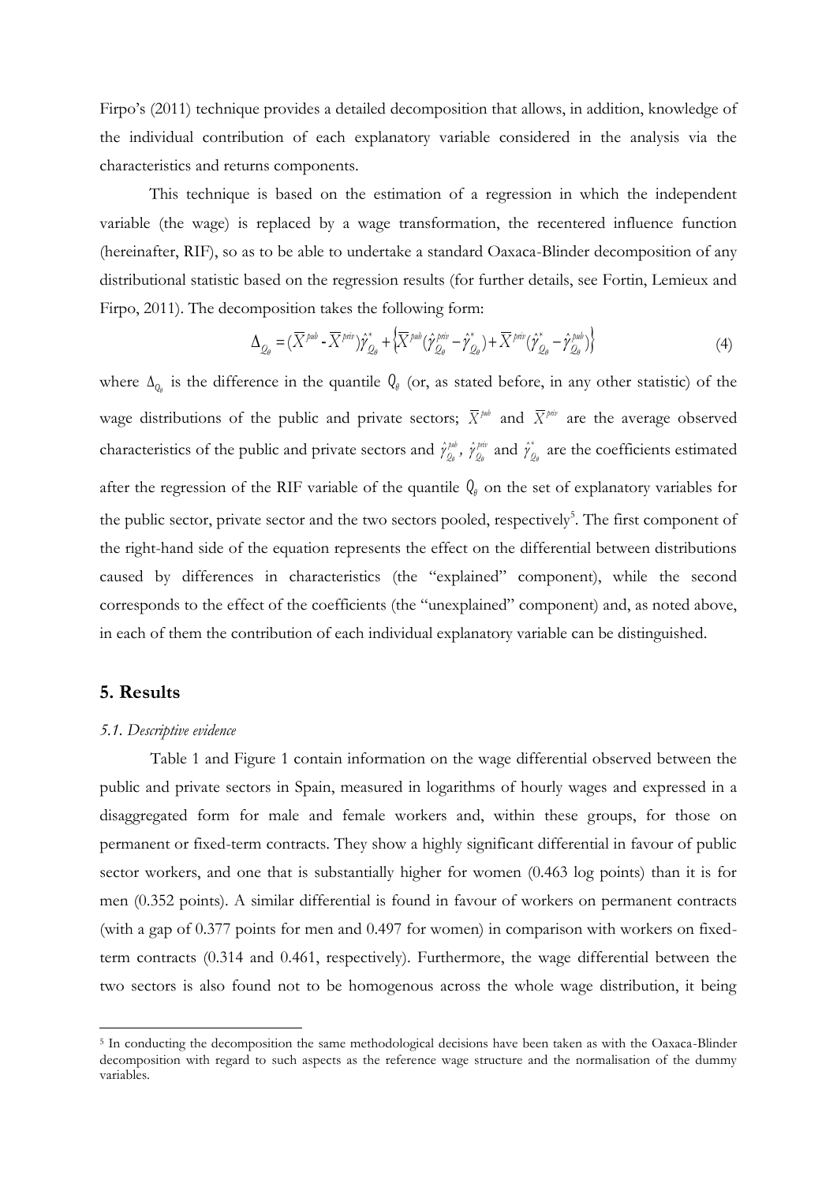Firpo's (2011) technique provides a detailed decomposition that allows, in addition, knowledge of the individual contribution of each explanatory variable considered in the analysis via the characteristics and returns components.

This technique is based on the estimation of a regression in which the independent variable (the wage) is replaced by a wage transformation, the recentered influence function (hereinafter, RIF), so as to be able to undertake a standard Oaxaca-Blinder decomposition of any distributional statistic based on the regression results (for further details, see Fortin, Lemieux and Firpo, 2011). The decomposition takes the following form:

$$\Delta_{Q_\theta} = (\overline{X}^{pub} - \overline{X}^{priv})\hat{\gamma}^{*}_{Q_\theta} + \left\{\overline{X}^{pub}(\hat{\gamma}^{priv}_{Q_\theta} - \hat{\gamma}^{*}_{Q_\theta}) + \overline{X}^{priv}(\hat{\gamma}^{*}_{Q_\theta} - \hat{\gamma}^{pub}_{Q_\theta})\right\} \tag{4}$$

where $\Delta_{Q_\theta}$ is the difference in the quantile $Q_\theta$ (or, as stated before, in any other statistic) of the wage distributions of the public and private sectors; $\overline{X}^{pub}$ and $\overline{X}^{priv}$ are the average observed characteristics of the public and private sectors and $\hat{\gamma}^{pub}_{Q_\theta}$, $\hat{\gamma}^{priv}_{Q_\theta}$ and $\hat{\gamma}^{*}_{Q_\theta}$ are the coefficients estimated after the regression of the RIF variable of the quantile $Q_\theta$ on the set of explanatory variables for the public sector, private sector and the two sectors pooled, respectively[5]. The first component of the right-hand side of the equation represents the effect on the differential between distributions caused by differences in characteristics (the "explained" component), while the second corresponds to the effect of the coefficients (the "unexplained" component) and, as noted above, in each of them the contribution of each individual explanatory variable can be distinguished.

## 5. Results

### *5.1. Descriptive evidence*

Table 1 and Figure 1 contain information on the wage differential observed between the public and private sectors in Spain, measured in logarithms of hourly wages and expressed in a disaggregated form for male and female workers and, within these groups, for those on permanent or fixed-term contracts. They show a highly significant differential in favour of public sector workers, and one that is substantially higher for women (0.463 log points) than it is for men (0.352 points). A similar differential is found in favour of workers on permanent contracts (with a gap of 0.377 points for men and 0.497 for women) in comparison with workers on fixed-term contracts (0.314 and 0.461, respectively). Furthermore, the wage differential between the two sectors is also found not to be homogenous across the whole wage distribution, it being

[5] In conducting the decomposition the same methodological decisions have been taken as with the Oaxaca-Blinder decomposition with regard to such aspects as the reference wage structure and the normalisation of the dummy variables.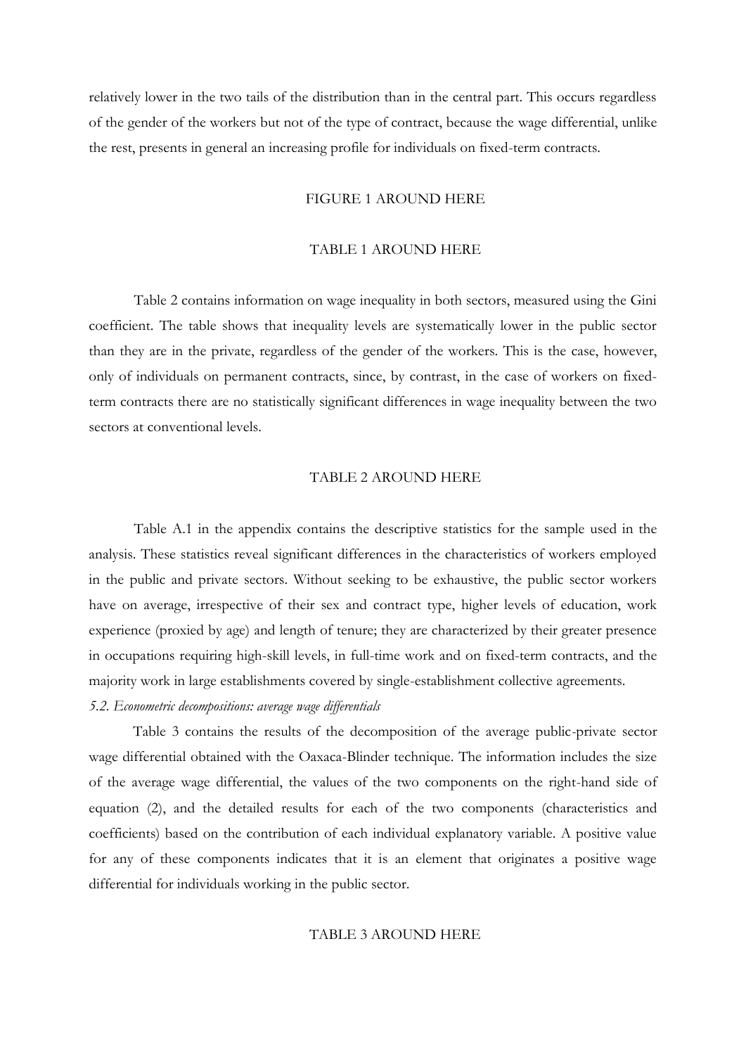relatively lower in the two tails of the distribution than in the central part. This occurs regardless of the gender of the workers but not of the type of contract, because the wage differential, unlike the rest, presents in general an increasing profile for individuals on fixed-term contracts.

FIGURE 1 AROUND HERE

TABLE 1 AROUND HERE

Table 2 contains information on wage inequality in both sectors, measured using the Gini coefficient. The table shows that inequality levels are systematically lower in the public sector than they are in the private, regardless of the gender of the workers. This is the case, however, only of individuals on permanent contracts, since, by contrast, in the case of workers on fixed-term contracts there are no statistically significant differences in wage inequality between the two sectors at conventional levels.

TABLE 2 AROUND HERE

Table A.1 in the appendix contains the descriptive statistics for the sample used in the analysis. These statistics reveal significant differences in the characteristics of workers employed in the public and private sectors. Without seeking to be exhaustive, the public sector workers have on average, irrespective of their sex and contract type, higher levels of education, work experience (proxied by age) and length of tenure; they are characterized by their greater presence in occupations requiring high-skill levels, in full-time work and on fixed-term contracts, and the majority work in large establishments covered by single-establishment collective agreements.

### *5.2. Econometric decompositions: average wage differentials*

Table 3 contains the results of the decomposition of the average public-private sector wage differential obtained with the Oaxaca-Blinder technique. The information includes the size of the average wage differential, the values of the two components on the right-hand side of equation (2), and the detailed results for each of the two components (characteristics and coefficients) based on the contribution of each individual explanatory variable. A positive value for any of these components indicates that it is an element that originates a positive wage differential for individuals working in the public sector.

TABLE 3 AROUND HERE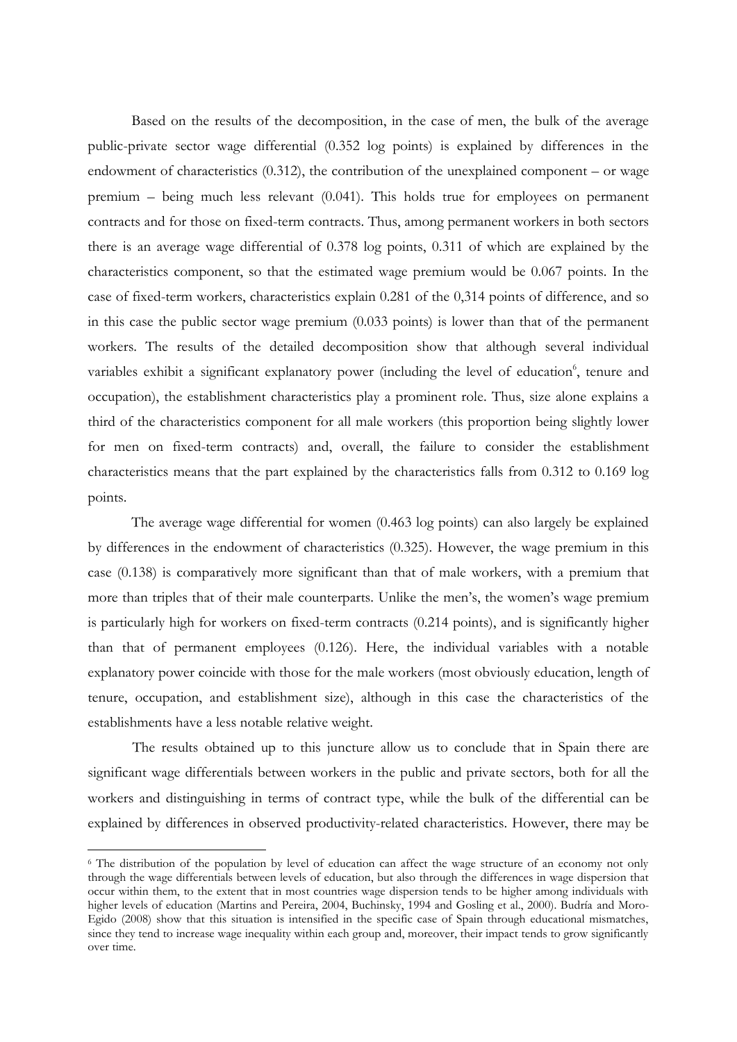Based on the results of the decomposition, in the case of men, the bulk of the average public-private sector wage differential (0.352 log points) is explained by differences in the endowment of characteristics (0.312), the contribution of the unexplained component – or wage premium – being much less relevant (0.041). This holds true for employees on permanent contracts and for those on fixed-term contracts. Thus, among permanent workers in both sectors there is an average wage differential of 0.378 log points, 0.311 of which are explained by the characteristics component, so that the estimated wage premium would be 0.067 points. In the case of fixed-term workers, characteristics explain 0.281 of the 0,314 points of difference, and so in this case the public sector wage premium (0.033 points) is lower than that of the permanent workers. The results of the detailed decomposition show that although several individual variables exhibit a significant explanatory power (including the level of education[6], tenure and occupation), the establishment characteristics play a prominent role. Thus, size alone explains a third of the characteristics component for all male workers (this proportion being slightly lower for men on fixed-term contracts) and, overall, the failure to consider the establishment characteristics means that the part explained by the characteristics falls from 0.312 to 0.169 log points.

The average wage differential for women (0.463 log points) can also largely be explained by differences in the endowment of characteristics (0.325). However, the wage premium in this case (0.138) is comparatively more significant than that of male workers, with a premium that more than triples that of their male counterparts. Unlike the men's, the women's wage premium is particularly high for workers on fixed-term contracts (0.214 points), and is significantly higher than that of permanent employees (0.126). Here, the individual variables with a notable explanatory power coincide with those for the male workers (most obviously education, length of tenure, occupation, and establishment size), although in this case the characteristics of the establishments have a less notable relative weight.

The results obtained up to this juncture allow us to conclude that in Spain there are significant wage differentials between workers in the public and private sectors, both for all the workers and distinguishing in terms of contract type, while the bulk of the differential can be explained by differences in observed productivity-related characteristics. However, there may be

[6] The distribution of the population by level of education can affect the wage structure of an economy not only through the wage differentials between levels of education, but also through the differences in wage dispersion that occur within them, to the extent that in most countries wage dispersion tends to be higher among individuals with higher levels of education (Martins and Pereira, 2004, Buchinsky, 1994 and Gosling et al., 2000). Budría and Moro-Egido (2008) show that this situation is intensified in the specific case of Spain through educational mismatches, since they tend to increase wage inequality within each group and, moreover, their impact tends to grow significantly over time.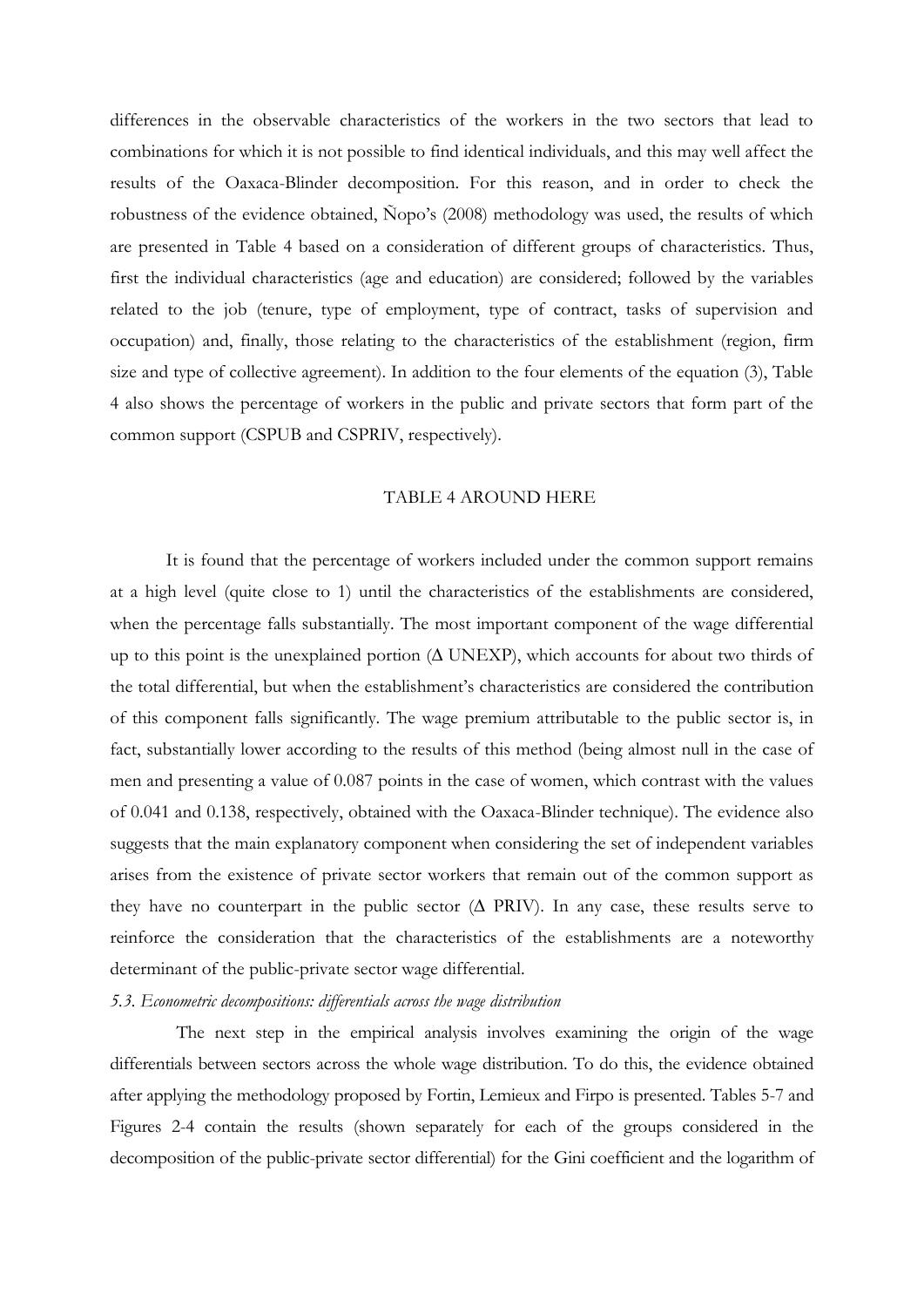differences in the observable characteristics of the workers in the two sectors that lead to combinations for which it is not possible to find identical individuals, and this may well affect the results of the Oaxaca-Blinder decomposition. For this reason, and in order to check the robustness of the evidence obtained, Ñopo's (2008) methodology was used, the results of which are presented in Table 4 based on a consideration of different groups of characteristics. Thus, first the individual characteristics (age and education) are considered; followed by the variables related to the job (tenure, type of employment, type of contract, tasks of supervision and occupation) and, finally, those relating to the characteristics of the establishment (region, firm size and type of collective agreement). In addition to the four elements of the equation (3), Table 4 also shows the percentage of workers in the public and private sectors that form part of the common support (CSPUB and CSPRIV, respectively).

TABLE 4 AROUND HERE

It is found that the percentage of workers included under the common support remains at a high level (quite close to 1) until the characteristics of the establishments are considered, when the percentage falls substantially. The most important component of the wage differential up to this point is the unexplained portion (Δ UNEXP), which accounts for about two thirds of the total differential, but when the establishment's characteristics are considered the contribution of this component falls significantly. The wage premium attributable to the public sector is, in fact, substantially lower according to the results of this method (being almost null in the case of men and presenting a value of 0.087 points in the case of women, which contrast with the values of 0.041 and 0.138, respectively, obtained with the Oaxaca-Blinder technique). The evidence also suggests that the main explanatory component when considering the set of independent variables arises from the existence of private sector workers that remain out of the common support as they have no counterpart in the public sector (Δ PRIV). In any case, these results serve to reinforce the consideration that the characteristics of the establishments are a noteworthy determinant of the public-private sector wage differential.

*5.3. Econometric decompositions: differentials across the wage distribution*

The next step in the empirical analysis involves examining the origin of the wage differentials between sectors across the whole wage distribution. To do this, the evidence obtained after applying the methodology proposed by Fortin, Lemieux and Firpo is presented. Tables 5-7 and Figures 2-4 contain the results (shown separately for each of the groups considered in the decomposition of the public-private sector differential) for the Gini coefficient and the logarithm of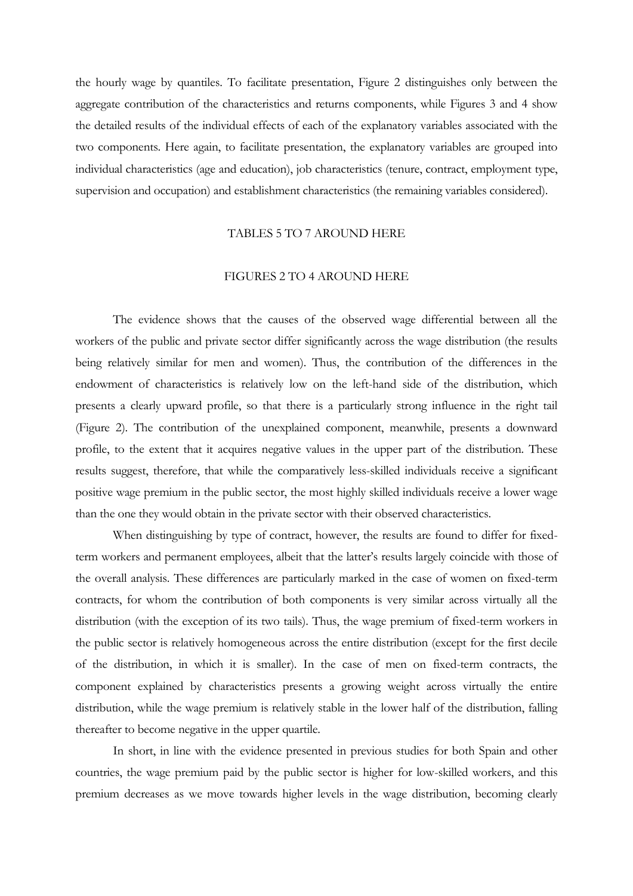the hourly wage by quantiles. To facilitate presentation, Figure 2 distinguishes only between the aggregate contribution of the characteristics and returns components, while Figures 3 and 4 show the detailed results of the individual effects of each of the explanatory variables associated with the two components. Here again, to facilitate presentation, the explanatory variables are grouped into individual characteristics (age and education), job characteristics (tenure, contract, employment type, supervision and occupation) and establishment characteristics (the remaining variables considered).

TABLES 5 TO 7 AROUND HERE

FIGURES 2 TO 4 AROUND HERE

The evidence shows that the causes of the observed wage differential between all the workers of the public and private sector differ significantly across the wage distribution (the results being relatively similar for men and women). Thus, the contribution of the differences in the endowment of characteristics is relatively low on the left-hand side of the distribution, which presents a clearly upward profile, so that there is a particularly strong influence in the right tail (Figure 2). The contribution of the unexplained component, meanwhile, presents a downward profile, to the extent that it acquires negative values in the upper part of the distribution. These results suggest, therefore, that while the comparatively less-skilled individuals receive a significant positive wage premium in the public sector, the most highly skilled individuals receive a lower wage than the one they would obtain in the private sector with their observed characteristics.

When distinguishing by type of contract, however, the results are found to differ for fixed-term workers and permanent employees, albeit that the latter's results largely coincide with those of the overall analysis. These differences are particularly marked in the case of women on fixed-term contracts, for whom the contribution of both components is very similar across virtually all the distribution (with the exception of its two tails). Thus, the wage premium of fixed-term workers in the public sector is relatively homogeneous across the entire distribution (except for the first decile of the distribution, in which it is smaller). In the case of men on fixed-term contracts, the component explained by characteristics presents a growing weight across virtually the entire distribution, while the wage premium is relatively stable in the lower half of the distribution, falling thereafter to become negative in the upper quartile.

In short, in line with the evidence presented in previous studies for both Spain and other countries, the wage premium paid by the public sector is higher for low-skilled workers, and this premium decreases as we move towards higher levels in the wage distribution, becoming clearly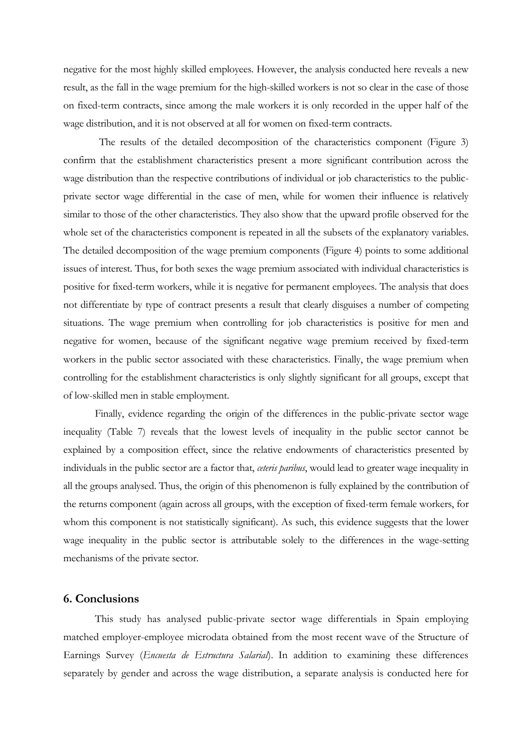negative for the most highly skilled employees. However, the analysis conducted here reveals a new result, as the fall in the wage premium for the high-skilled workers is not so clear in the case of those on fixed-term contracts, since among the male workers it is only recorded in the upper half of the wage distribution, and it is not observed at all for women on fixed-term contracts.

The results of the detailed decomposition of the characteristics component (Figure 3) confirm that the establishment characteristics present a more significant contribution across the wage distribution than the respective contributions of individual or job characteristics to the public-private sector wage differential in the case of men, while for women their influence is relatively similar to those of the other characteristics. They also show that the upward profile observed for the whole set of the characteristics component is repeated in all the subsets of the explanatory variables. The detailed decomposition of the wage premium components (Figure 4) points to some additional issues of interest. Thus, for both sexes the wage premium associated with individual characteristics is positive for fixed-term workers, while it is negative for permanent employees. The analysis that does not differentiate by type of contract presents a result that clearly disguises a number of competing situations. The wage premium when controlling for job characteristics is positive for men and negative for women, because of the significant negative wage premium received by fixed-term workers in the public sector associated with these characteristics. Finally, the wage premium when controlling for the establishment characteristics is only slightly significant for all groups, except that of low-skilled men in stable employment.

Finally, evidence regarding the origin of the differences in the public-private sector wage inequality (Table 7) reveals that the lowest levels of inequality in the public sector cannot be explained by a composition effect, since the relative endowments of characteristics presented by individuals in the public sector are a factor that, *ceteris paribus*, would lead to greater wage inequality in all the groups analysed. Thus, the origin of this phenomenon is fully explained by the contribution of the returns component (again across all groups, with the exception of fixed-term female workers, for whom this component is not statistically significant). As such, this evidence suggests that the lower wage inequality in the public sector is attributable solely to the differences in the wage-setting mechanisms of the private sector.

## 6. Conclusions

This study has analysed public-private sector wage differentials in Spain employing matched employer-employee microdata obtained from the most recent wave of the Structure of Earnings Survey (*Encuesta de Estructura Salarial*). In addition to examining these differences separately by gender and across the wage distribution, a separate analysis is conducted here for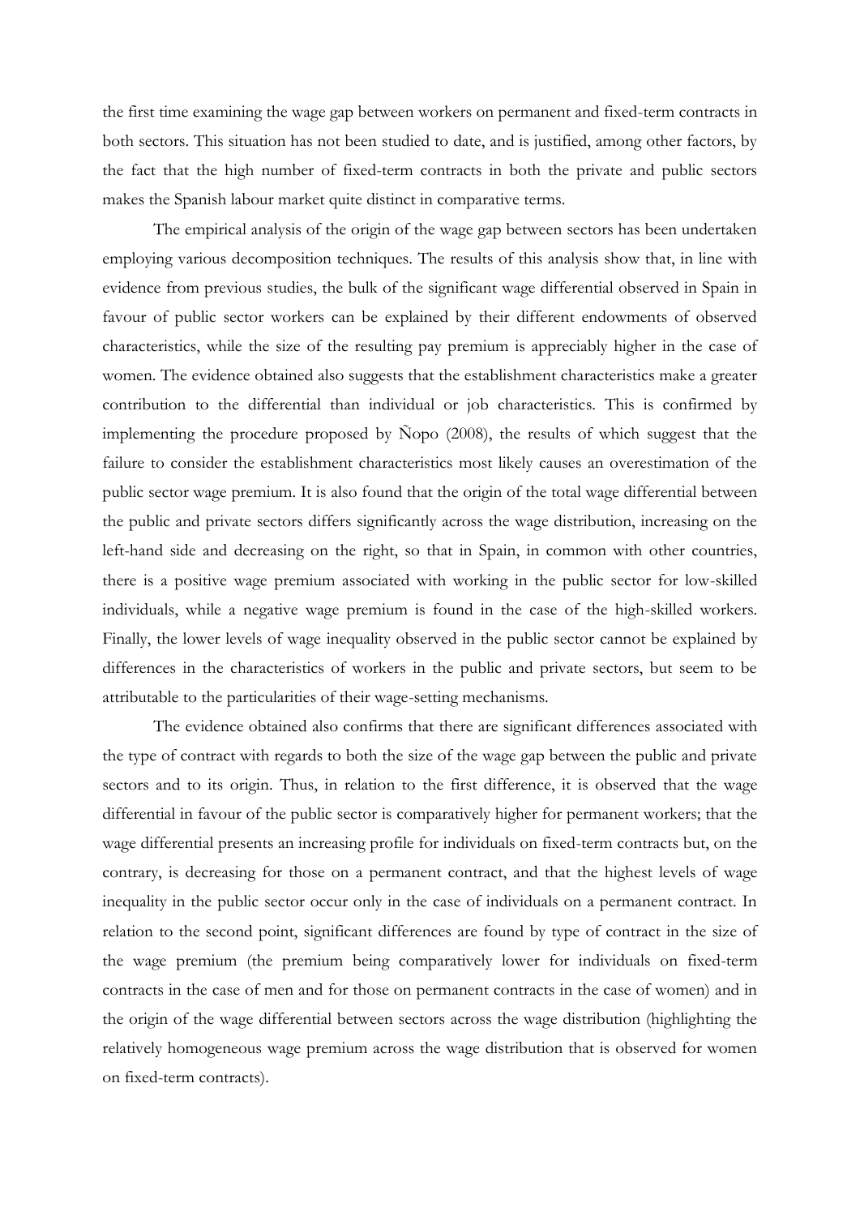the first time examining the wage gap between workers on permanent and fixed-term contracts in both sectors. This situation has not been studied to date, and is justified, among other factors, by the fact that the high number of fixed-term contracts in both the private and public sectors makes the Spanish labour market quite distinct in comparative terms.

The empirical analysis of the origin of the wage gap between sectors has been undertaken employing various decomposition techniques. The results of this analysis show that, in line with evidence from previous studies, the bulk of the significant wage differential observed in Spain in favour of public sector workers can be explained by their different endowments of observed characteristics, while the size of the resulting pay premium is appreciably higher in the case of women. The evidence obtained also suggests that the establishment characteristics make a greater contribution to the differential than individual or job characteristics. This is confirmed by implementing the procedure proposed by Ñopo (2008), the results of which suggest that the failure to consider the establishment characteristics most likely causes an overestimation of the public sector wage premium. It is also found that the origin of the total wage differential between the public and private sectors differs significantly across the wage distribution, increasing on the left-hand side and decreasing on the right, so that in Spain, in common with other countries, there is a positive wage premium associated with working in the public sector for low-skilled individuals, while a negative wage premium is found in the case of the high-skilled workers. Finally, the lower levels of wage inequality observed in the public sector cannot be explained by differences in the characteristics of workers in the public and private sectors, but seem to be attributable to the particularities of their wage-setting mechanisms.

The evidence obtained also confirms that there are significant differences associated with the type of contract with regards to both the size of the wage gap between the public and private sectors and to its origin. Thus, in relation to the first difference, it is observed that the wage differential in favour of the public sector is comparatively higher for permanent workers; that the wage differential presents an increasing profile for individuals on fixed-term contracts but, on the contrary, is decreasing for those on a permanent contract, and that the highest levels of wage inequality in the public sector occur only in the case of individuals on a permanent contract. In relation to the second point, significant differences are found by type of contract in the size of the wage premium (the premium being comparatively lower for individuals on fixed-term contracts in the case of men and for those on permanent contracts in the case of women) and in the origin of the wage differential between sectors across the wage distribution (highlighting the relatively homogeneous wage premium across the wage distribution that is observed for women on fixed-term contracts).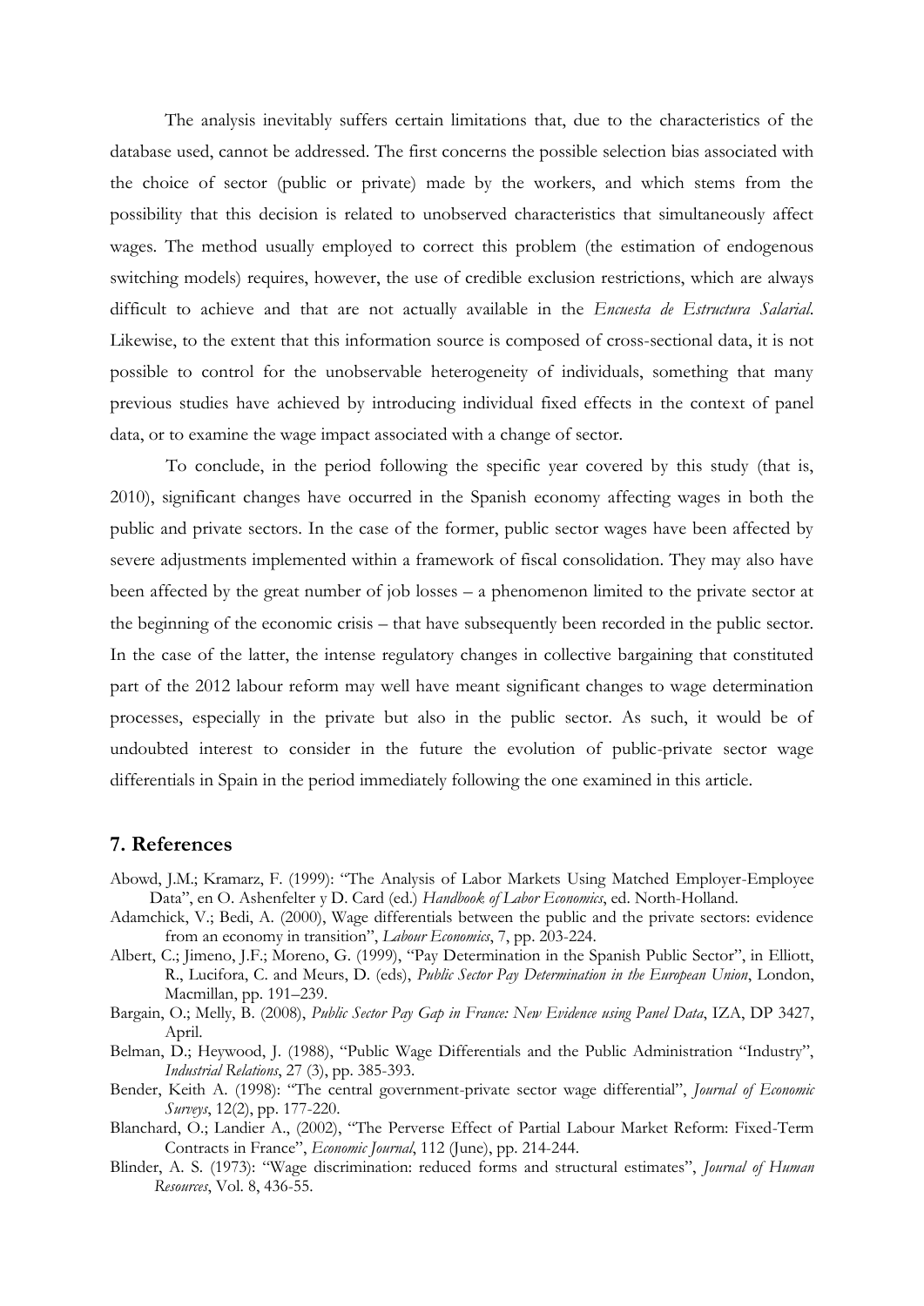The analysis inevitably suffers certain limitations that, due to the characteristics of the database used, cannot be addressed. The first concerns the possible selection bias associated with the choice of sector (public or private) made by the workers, and which stems from the possibility that this decision is related to unobserved characteristics that simultaneously affect wages. The method usually employed to correct this problem (the estimation of endogenous switching models) requires, however, the use of credible exclusion restrictions, which are always difficult to achieve and that are not actually available in the *Encuesta de Estructura Salarial*. Likewise, to the extent that this information source is composed of cross-sectional data, it is not possible to control for the unobservable heterogeneity of individuals, something that many previous studies have achieved by introducing individual fixed effects in the context of panel data, or to examine the wage impact associated with a change of sector.

To conclude, in the period following the specific year covered by this study (that is, 2010), significant changes have occurred in the Spanish economy affecting wages in both the public and private sectors. In the case of the former, public sector wages have been affected by severe adjustments implemented within a framework of fiscal consolidation. They may also have been affected by the great number of job losses – a phenomenon limited to the private sector at the beginning of the economic crisis – that have subsequently been recorded in the public sector. In the case of the latter, the intense regulatory changes in collective bargaining that constituted part of the 2012 labour reform may well have meant significant changes to wage determination processes, especially in the private but also in the public sector. As such, it would be of undoubted interest to consider in the future the evolution of public-private sector wage differentials in Spain in the period immediately following the one examined in this article.

## 7. References

Abowd, J.M.; Kramarz, F. (1999): "The Analysis of Labor Markets Using Matched Employer-Employee Data", en O. Ashenfelter y D. Card (ed.) *Handbook of Labor Economics*, ed. North-Holland.

Adamchick, V.; Bedi, A. (2000), Wage differentials between the public and the private sectors: evidence from an economy in transition", *Labour Economics*, 7, pp. 203-224.

Albert, C.; Jimeno, J.F.; Moreno, G. (1999), "Pay Determination in the Spanish Public Sector", in Elliott, R., Lucifora, C. and Meurs, D. (eds), *Public Sector Pay Determination in the European Union*, London, Macmillan, pp. 191–239.

Bargain, O.; Melly, B. (2008), *Public Sector Pay Gap in France: New Evidence using Panel Data*, IZA, DP 3427, April.

Belman, D.; Heywood, J. (1988), "Public Wage Differentials and the Public Administration "Industry", *Industrial Relations*, 27 (3), pp. 385-393.

Bender, Keith A. (1998): "The central government-private sector wage differential", *Journal of Economic Surveys*, 12(2), pp. 177-220.

Blanchard, O.; Landier A., (2002), "The Perverse Effect of Partial Labour Market Reform: Fixed-Term Contracts in France", *Economic Journal*, 112 (June), pp. 214-244.

Blinder, A. S. (1973): "Wage discrimination: reduced forms and structural estimates", *Journal of Human Resources*, Vol. 8, 436-55.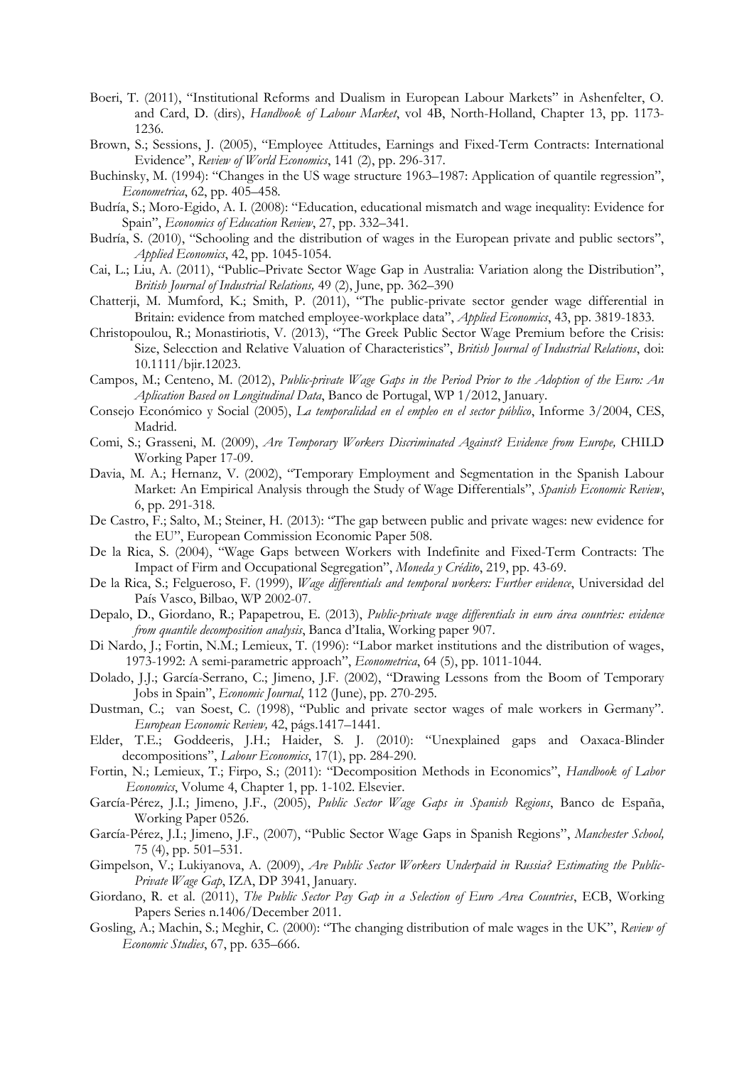Boeri, T. (2011), "Institutional Reforms and Dualism in European Labour Markets" in Ashenfelter, O. and Card, D. (dirs), *Handbook of Labour Market*, vol 4B, North-Holland, Chapter 13, pp. 1173-1236.

Brown, S.; Sessions, J. (2005), "Employee Attitudes, Earnings and Fixed-Term Contracts: International Evidence", *Review of World Economics*, 141 (2), pp. 296-317.

Buchinsky, M. (1994): "Changes in the US wage structure 1963–1987: Application of quantile regression", *Econometrica*, 62, pp. 405–458.

Budría, S.; Moro-Egido, A. I. (2008): "Education, educational mismatch and wage inequality: Evidence for Spain", *Economics of Education Review*, 27, pp. 332–341.

Budría, S. (2010), "Schooling and the distribution of wages in the European private and public sectors", *Applied Economics*, 42, pp. 1045-1054.

Cai, L.; Liu, A. (2011), "Public–Private Sector Wage Gap in Australia: Variation along the Distribution", *British Journal of Industrial Relations,* 49 (2), June, pp. 362–390

Chatterji, M. Mumford, K.; Smith, P. (2011), "The public-private sector gender wage differential in Britain: evidence from matched employee-workplace data", *Applied Economics*, 43, pp. 3819-1833.

Christopoulou, R.; Monastiriotis, V. (2013), "The Greek Public Sector Wage Premium before the Crisis: Size, Selecction and Relative Valuation of Characteristics", *British Journal of Industrial Relations*, doi: 10.1111/bjir.12023.

Campos, M.; Centeno, M. (2012), *Public-private Wage Gaps in the Period Prior to the Adoption of the Euro: An Aplication Based on Longitudinal Data*, Banco de Portugal, WP 1/2012, January.

Consejo Económico y Social (2005), *La temporalidad en el empleo en el sector público*, Informe 3/2004, CES, Madrid.

Comi, S.; Grasseni, M. (2009), *Are Temporary Workers Discriminated Against? Evidence from Europe,* CHILD Working Paper 17-09.

Davia, M. A.; Hernanz, V. (2002), "Temporary Employment and Segmentation in the Spanish Labour Market: An Empirical Analysis through the Study of Wage Differentials", *Spanish Economic Review*, 6, pp. 291-318.

De Castro, F.; Salto, M.; Steiner, H. (2013): "The gap between public and private wages: new evidence for the EU", European Commission Economic Paper 508.

De la Rica, S. (2004), "Wage Gaps between Workers with Indefinite and Fixed-Term Contracts: The Impact of Firm and Occupational Segregation", *Moneda y Crédito*, 219, pp. 43-69.

De la Rica, S.; Felgueroso, F. (1999), *Wage differentials and temporal workers: Further evidence*, Universidad del País Vasco, Bilbao, WP 2002-07.

Depalo, D., Giordano, R.; Papapetrou, E. (2013), *Public-private wage differentials in euro área countries: evidence from quantile decomposition analysis*, Banca d'Italia, Working paper 907.

Di Nardo, J.; Fortin, N.M.; Lemieux, T. (1996): "Labor market institutions and the distribution of wages, 1973-1992: A semi-parametric approach", *Econometrica*, 64 (5), pp. 1011-1044.

Dolado, J.J.; García-Serrano, C.; Jimeno, J.F. (2002), "Drawing Lessons from the Boom of Temporary Jobs in Spain", *Economic Journal*, 112 (June), pp. 270-295.

Dustman, C.; van Soest, C. (1998), "Public and private sector wages of male workers in Germany". *European Economic Review,* 42, págs.1417–1441.

Elder, T.E.; Goddeeris, J.H.; Haider, S. J. (2010): "Unexplained gaps and Oaxaca-Blinder decompositions", *Labour Economics*, 17(1), pp. 284-290.

Fortin, N.; Lemieux, T.; Firpo, S.; (2011): "Decomposition Methods in Economics", *Handbook of Labor Economics*, Volume 4, Chapter 1, pp. 1-102. Elsevier.

García-Pérez, J.I.; Jimeno, J.F., (2005), *Public Sector Wage Gaps in Spanish Regions*, Banco de España, Working Paper 0526.

García-Pérez, J.I.; Jimeno, J.F., (2007), "Public Sector Wage Gaps in Spanish Regions", *Manchester School,* 75 (4), pp. 501–531.

Gimpelson, V.; Lukiyanova, A. (2009), *Are Public Sector Workers Underpaid in Russia? Estimating the Public-Private Wage Gap*, IZA, DP 3941, January.

Giordano, R. et al. (2011), *The Public Sector Pay Gap in a Selection of Euro Area Countries*, ECB, Working Papers Series n.1406/December 2011.

Gosling, A.; Machin, S.; Meghir, C. (2000): "The changing distribution of male wages in the UK", *Review of Economic Studies*, 67, pp. 635–666.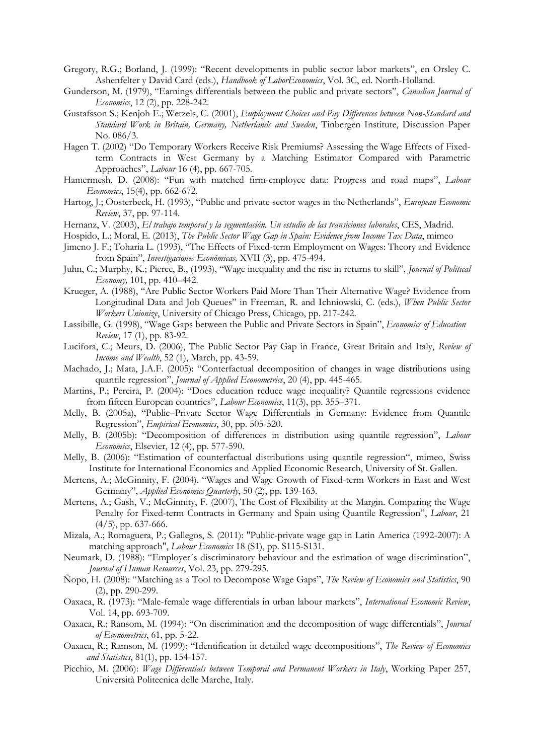Gregory, R.G.; Borland, J. (1999): "Recent developments in public sector labor markets", en Orsley C. Ashenfelter y David Card (eds.), *Handbook of LaborEconomics*, Vol. 3C, ed. North-Holland.

Gunderson, M. (1979), "Earnings differentials between the public and private sectors", *Canadian Journal of Economics*, 12 (2), pp. 228-242.

Gustafsson S.; Kenjoh E.; Wetzels, C. (2001), *Employment Choices and Pay Differences between Non-Standard and Standard Work in Britain, Germany, Netherlands and Sweden*, Tinbergen Institute, Discussion Paper No. 086/3.

Hagen T. (2002) "Do Temporary Workers Receive Risk Premiums? Assessing the Wage Effects of Fixed-term Contracts in West Germany by a Matching Estimator Compared with Parametric Approaches", *Labour* 16 (4), pp. 667-705.

Hamermesh, D. (2008): "Fun with matched firm-employee data: Progress and road maps", *Labour Economics*, 15(4), pp. 662-672.

Hartog, J.; Oosterbeck, H. (1993), "Public and private sector wages in the Netherlands", *European Economic Review*, 37, pp. 97-114.

Hernanz, V. (2003), *El trabajo temporal y la segmentación. Un estudio de las transiciones laborales*, CES, Madrid.

Hospido, L.; Moral, E. (2013), *The Public Sector Wage Gap in Spain: Evidence from Income Tax Data*, mimeo

Jimeno J. F.; Toharia L. (1993), "The Effects of Fixed-term Employment on Wages: Theory and Evidence from Spain", *Investigaciones Económicas,* XVII (3), pp. 475-494.

Juhn, C.; Murphy, K.; Pierce, B., (1993), "Wage inequality and the rise in returns to skill", *Journal of Political Economy,* 101, pp. 410–442.

Krueger, A. (1988), "Are Public Sector Workers Paid More Than Their Alternative Wage? Evidence from Longitudinal Data and Job Queues" in Freeman, R. and Ichniowski, C. (eds.), *When Public Sector Workers Unionize*, University of Chicago Press, Chicago, pp. 217-242.

Lassibille, G. (1998), "Wage Gaps between the Public and Private Sectors in Spain", *Economics of Education Review*, 17 (1), pp. 83-92.

Lucifora, C.; Meurs, D. (2006), The Public Sector Pay Gap in France, Great Britain and Italy, *Review of Income and Wealth*, 52 (1), March, pp. 43-59.

Machado, J.; Mata, J.A.F. (2005): "Conterfactual decomposition of changes in wage distributions using quantile regression", *Journal of Applied Econometrics*, 20 (4), pp. 445-465.

Martins, P.; Pereira, P. (2004): "Does education reduce wage inequality? Quantile regressions evidence from fifteen European countries", *Labour Economics*, 11(3), pp. 355–371.

Melly, B. (2005a), "Public–Private Sector Wage Differentials in Germany: Evidence from Quantile Regression", *Empirical Economics*, 30, pp. 505-520.

Melly, B. (2005b): "Decomposition of differences in distribution using quantile regression", *Labour Economics*, Elsevier, 12 (4), pp. 577-590.

Melly, B. (2006): "Estimation of counterfactual distributions using quantile regression", mimeo, Swiss Institute for International Economics and Applied Economic Research, University of St. Gallen.

Mertens, A.; McGinnity, F. (2004). "Wages and Wage Growth of Fixed-term Workers in East and West Germany", *Applied Economics Quarterly*, 50 (2), pp. 139-163.

Mertens, A.; Gash, V.; McGinnity, F. (2007), The Cost of Flexibility at the Margin. Comparing the Wage Penalty for Fixed-term Contracts in Germany and Spain using Quantile Regression", *Labour*, 21 (4/5), pp. 637-666.

Mizala, A.; Romaguera, P.; Gallegos, S. (2011): "Public-private wage gap in Latin America (1992-2007): A matching approach", *Labour Economics* 18 (S1), pp. S115-S131.

Neumark, D. (1988): "Employer´s discriminatory behaviour and the estimation of wage discrimination", *Journal of Human Resources*, Vol. 23, pp. 279-295.

Ñopo, H. (2008): "Matching as a Tool to Decompose Wage Gaps", *The Review of Economics and Statistics*, 90 (2), pp. 290-299.

Oaxaca, R. (1973): "Male-female wage differentials in urban labour markets", *International Economic Review*, Vol. 14, pp. 693-709.

Oaxaca, R.; Ransom, M. (1994): "On discrimination and the decomposition of wage differentials", *Journal of Econometrics*, 61, pp. 5-22.

Oaxaca, R.; Ramson, M. (1999): "Identification in detailed wage decompositions", *The Review of Economics and Statistics*, 81(1), pp. 154-157.

Picchio, M. (2006): *Wage Differentials between Temporal and Permanent Workers in Italy*, Working Paper 257, Università Politecnica delle Marche, Italy.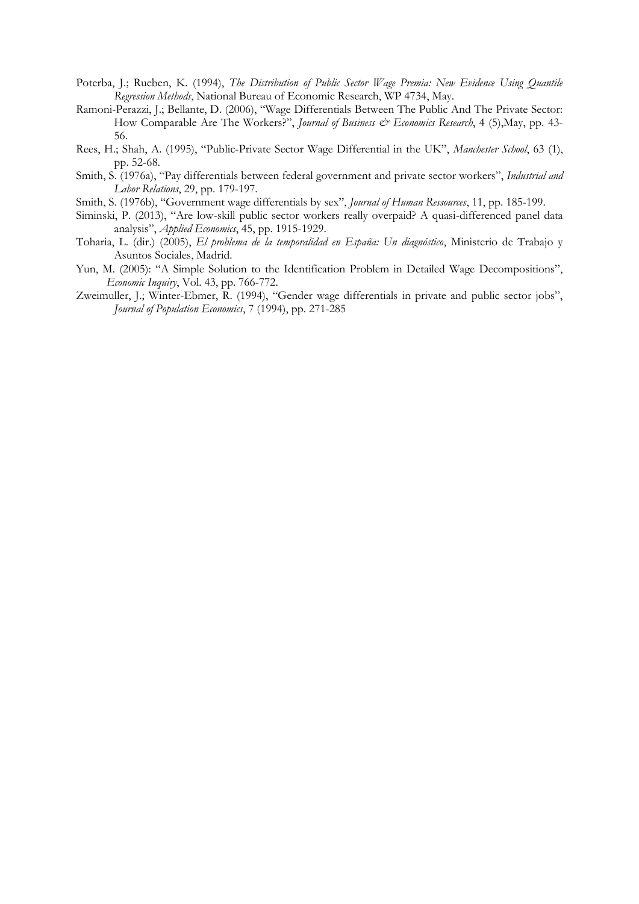Poterba, J.; Rueben, K. (1994), *The Distribution of Public Sector Wage Premia: New Evidence Using Quantile Regression Methods*, National Bureau of Economic Research, WP 4734, May.

Ramoni-Perazzi, J.; Bellante, D. (2006), "Wage Differentials Between The Public And The Private Sector: How Comparable Are The Workers?", *Journal of Business & Economics Research*, 4 (5),May, pp. 43-56.

Rees, H.; Shah, A. (1995), "Public-Private Sector Wage Differential in the UK", *Manchester School*, 63 (1), pp. 52-68.

Smith, S. (1976a), "Pay differentials between federal government and private sector workers", *Industrial and Labor Relations*, 29, pp. 179-197.

Smith, S. (1976b), "Government wage differentials by sex", *Journal of Human Ressources*, 11, pp. 185-199.

Siminski, P. (2013), "Are low-skill public sector workers really overpaid? A quasi-differenced panel data analysis", *Applied Economics*, 45, pp. 1915-1929.

Toharia, L. (dir.) (2005), *El problema de la temporalidad en España: Un diagnóstico*, Ministerio de Trabajo y Asuntos Sociales, Madrid.

Yun, M. (2005): "A Simple Solution to the Identification Problem in Detailed Wage Decompositions", *Economic Inquiry*, Vol. 43, pp. 766-772.

Zweimuller, J.; Winter-Ebmer, R. (1994), "Gender wage differentials in private and public sector jobs", *Journal of Population Economics*, 7 (1994), pp. 271-285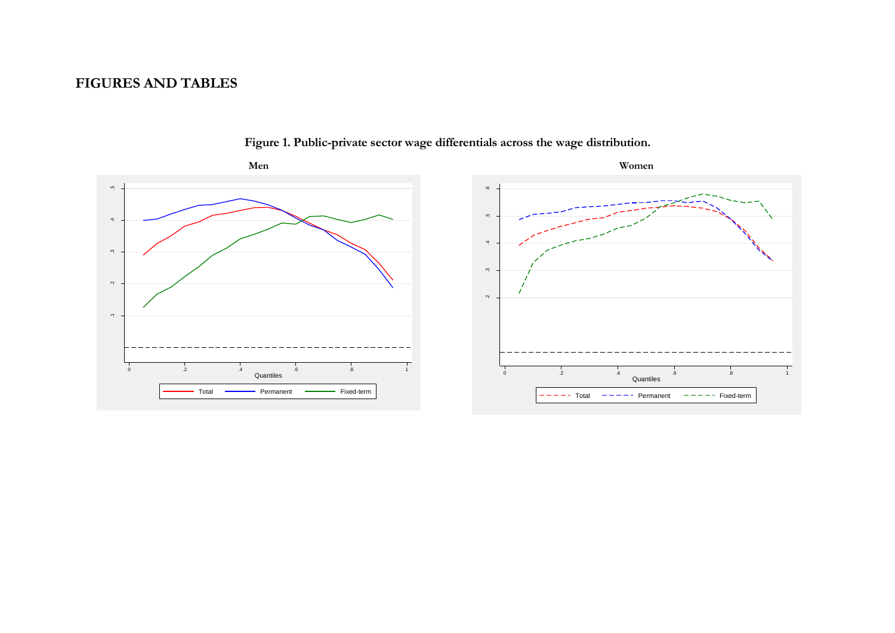# FIGURES AND TABLES

**Figure 1. Public-private sector wage differentials across the wage distribution.**

**Men**

**Women**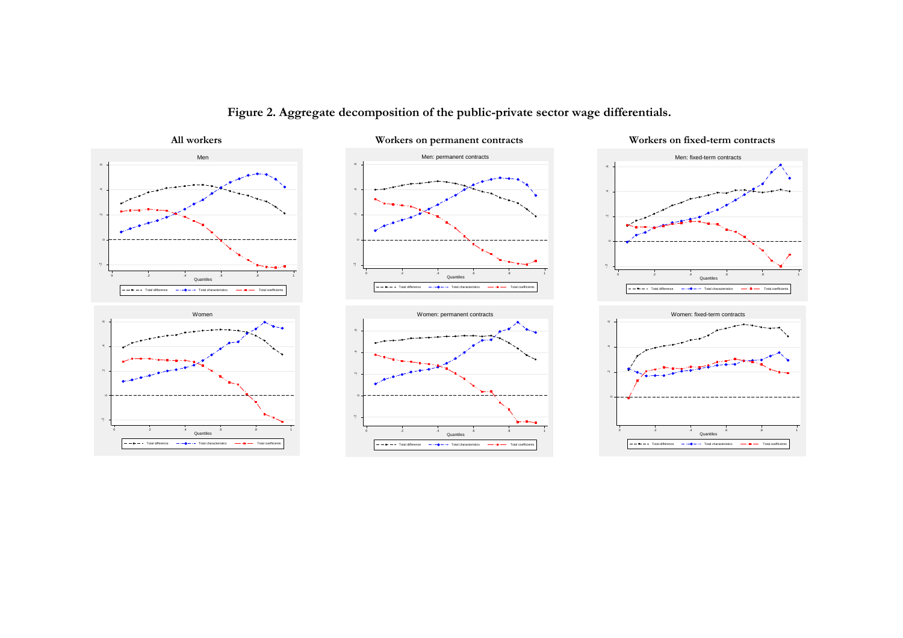**Figure 2. Aggregate decomposition of the public-private sector wage differentials.**

**All workers** | **Workers on permanent contracts** | **Workers on fixed-term contracts**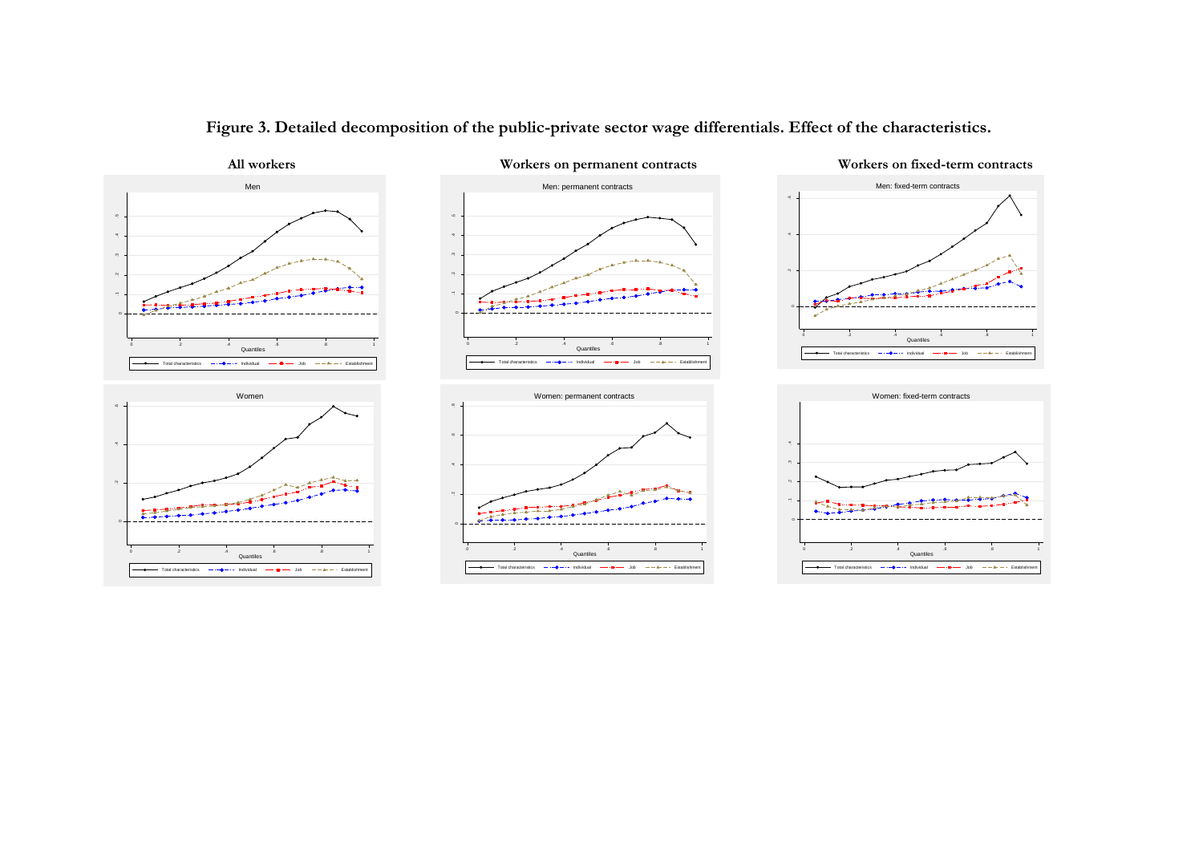**Figure 3. Detailed decomposition of the public-private sector wage differentials. Effect of the characteristics.**

**All workers**

**Workers on permanent contracts**

**Workers on fixed-term contracts**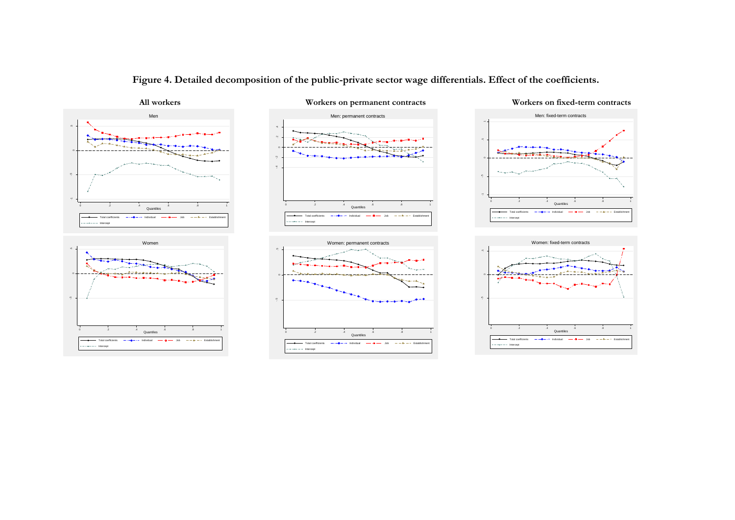# Figure 4. Detailed decomposition of the public-private sector wage differentials. Effect of the coefficients.

**All workers**

**Workers on permanent contracts**

**Workers on fixed-term contracts**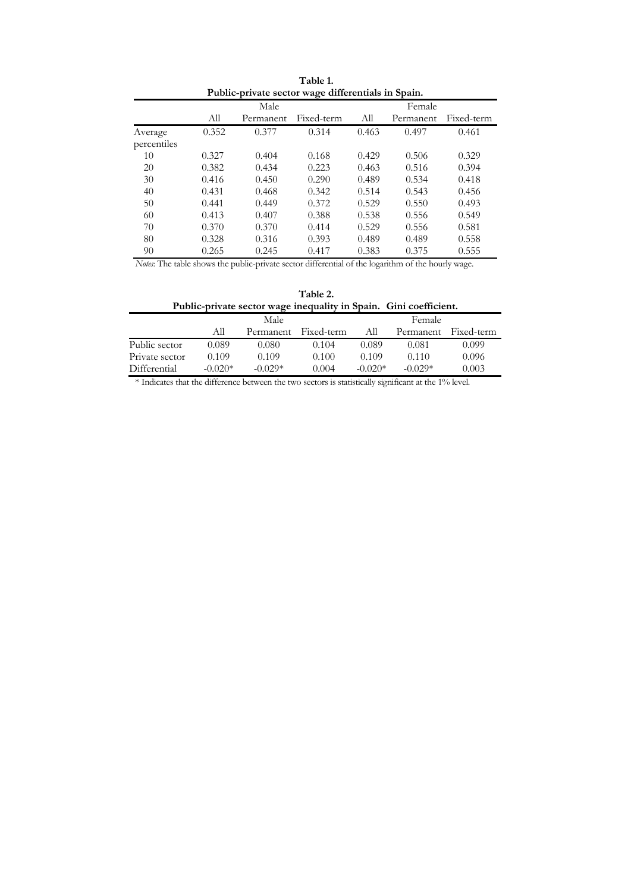**Table 1.**
**Public-private sector wage differentials in Spain.**

| | Male | | | Female | | |
|---|---|---|---|---|---|---|
| | All | Permanent | Fixed-term | All | Permanent | Fixed-term |
| Average | 0.352 | 0.377 | 0.314 | 0.463 | 0.497 | 0.461 |
| percentiles | | | | | | |
| 10 | 0.327 | 0.404 | 0.168 | 0.429 | 0.506 | 0.329 |
| 20 | 0.382 | 0.434 | 0.223 | 0.463 | 0.516 | 0.394 |
| 30 | 0.416 | 0.450 | 0.290 | 0.489 | 0.534 | 0.418 |
| 40 | 0.431 | 0.468 | 0.342 | 0.514 | 0.543 | 0.456 |
| 50 | 0.441 | 0.449 | 0.372 | 0.529 | 0.550 | 0.493 |
| 60 | 0.413 | 0.407 | 0.388 | 0.538 | 0.556 | 0.549 |
| 70 | 0.370 | 0.370 | 0.414 | 0.529 | 0.556 | 0.581 |
| 80 | 0.328 | 0.316 | 0.393 | 0.489 | 0.489 | 0.558 |
| 90 | 0.265 | 0.245 | 0.417 | 0.383 | 0.375 | 0.555 |

*Notes*: The table shows the public-private sector differential of the logarithm of the hourly wage.

**Table 2.**
**Public-private sector wage inequality in Spain. Gini coefficient.**

| | Male | | | Female | | |
|---|---|---|---|---|---|---|
| | All | Permanent | Fixed-term | All | Permanent | Fixed-term |
| Public sector | 0.089 | 0.080 | 0.104 | 0.089 | 0.081 | 0.099 |
| Private sector | 0.109 | 0.109 | 0.100 | 0.109 | 0.110 | 0.096 |
| Differential | -0.020* | -0.029* | 0.004 | -0.020* | -0.029* | 0.003 |

\* Indicates that the difference between the two sectors is statistically significant at the 1% level.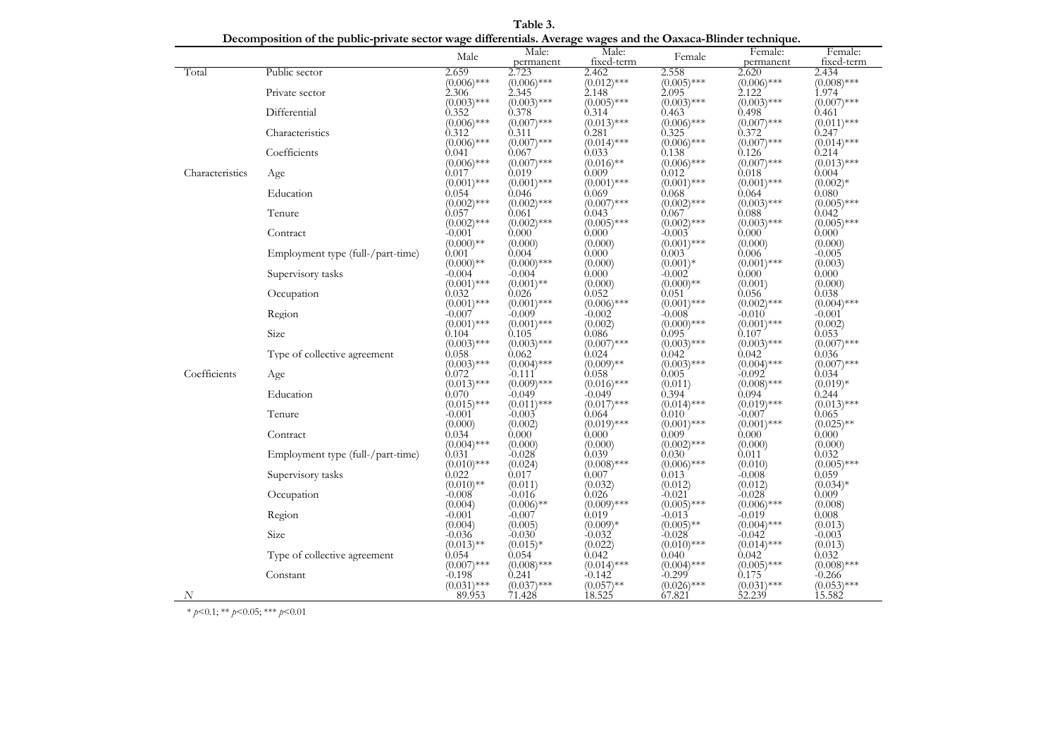**Table 3.**
**Decomposition of the public-private sector wage differentials. Average wages and the Oaxaca-Blinder technique.**

| | | Male | Male: permanent | Male: fixed-term | Female | Female: permanent | Female: fixed-term |
|---|---|---|---|---|---|---|---|
| Total | Public sector | 2.659 | 2.723 | 2.462 | 2.558 | 2.620 | 2.434 |
| | | (0.006)*** | (0.006)*** | (0.012)*** | (0.005)*** | (0.006)*** | (0.008)*** |
| | Private sector | 2.306 | 2.345 | 2.148 | 2.095 | 2.122 | 1.974 |
| | | (0.003)*** | (0.003)*** | (0.005)*** | (0.003)*** | (0.003)*** | (0.007)*** |
| | Differential | 0.352 | 0.378 | 0.314 | 0.463 | 0.498 | 0.461 |
| | | (0.006)*** | (0.007)*** | (0.013)*** | (0.006)*** | (0.007)*** | (0.011)*** |
| | Characteristics | 0.312 | 0.311 | 0.281 | 0.325 | 0.372 | 0.247 |
| | | (0.006)*** | (0.007)*** | (0.014)*** | (0.006)*** | (0.007)*** | (0.014)*** |
| | Coefficients | 0.041 | 0.067 | 0.033 | 0.138 | 0.126 | 0.214 |
| | | (0.006)*** | (0.007)*** | (0.016)** | (0.006)*** | (0.007)*** | (0.013)*** |
| Characteristics | Age | 0.017 | 0.019 | 0.009 | 0.012 | 0.018 | 0.004 |
| | | (0.001)*** | (0.001)*** | (0.001)*** | (0.001)*** | (0.001)*** | (0.002)* |
| | Education | 0.054 | 0.046 | 0.069 | 0.068 | 0.064 | 0.080 |
| | | (0.002)*** | (0.002)*** | (0.007)*** | (0.002)*** | (0.003)*** | (0.005)*** |
| | Tenure | 0.057 | 0.061 | 0.043 | 0.067 | 0.088 | 0.042 |
| | | (0.002)*** | (0.002)*** | (0.005)*** | (0.002)*** | (0.003)*** | (0.005)*** |
| | Contract | -0.001 | 0.000 | 0.000 | -0.003 | 0.000 | 0.000 |
| | | (0.000)** | (0.000) | (0.000) | (0.001)*** | (0.000) | (0.000) |
| | Employment type (full-/part-time) | 0.001 | 0.004 | 0.000 | 0.003 | 0.006 | -0.005 |
| | | (0.000)** | (0.000)*** | (0.000) | (0.001)* | (0.001)*** | (0.003) |
| | Supervisory tasks | -0.004 | -0.004 | 0.000 | -0.002 | 0.000 | 0.000 |
| | | (0.001)*** | (0.001)** | (0.000) | (0.000)** | (0.001) | (0.000) |
| | Occupation | 0.032 | 0.026 | 0.052 | 0.051 | 0.056 | 0.038 |
| | | (0.001)*** | (0.001)*** | (0.006)*** | (0.001)*** | (0.002)*** | (0.004)*** |
| | Region | -0.007 | -0.009 | -0.002 | -0.008 | -0.010 | -0.001 |
| | | (0.001)*** | (0.001)*** | (0.002) | (0.000)*** | (0.001)*** | (0.002) |
| | Size | 0.104 | 0.105 | 0.086 | 0.095 | 0.107 | 0.053 |
| | | (0.003)*** | (0.003)*** | (0.007)*** | (0.003)*** | (0.003)*** | (0.007)*** |
| | Type of collective agreement | 0.058 | 0.062 | 0.024 | 0.042 | 0.042 | 0.036 |
| | | (0.003)*** | (0.004)*** | (0.009)** | (0.003)*** | (0.004)*** | (0.007)*** |
| Coefficients | Age | 0.072 | -0.111 | 0.058 | 0.005 | -0.092 | 0.034 |
| | | (0.013)*** | (0.009)*** | (0.016)*** | (0.011) | (0.008)*** | (0.019)* |
| | Education | 0.070 | -0.049 | -0.049 | 0.394 | 0.094 | 0.244 |
| | | (0.015)*** | (0.011)*** | (0.017)*** | (0.014)*** | (0.019)*** | (0.013)*** |
| | Tenure | -0.001 | -0.003 | 0.064 | 0.010 | -0.007 | 0.065 |
| | | (0.000) | (0.002) | (0.019)*** | (0.001)*** | (0.001)*** | (0.025)** |
| | Contract | 0.034 | 0.000 | 0.000 | 0.009 | 0.000 | 0.000 |
| | | (0.004)*** | (0.000) | (0.000) | (0.002)*** | (0.000) | (0.000) |
| | Employment type (full-/part-time) | 0.031 | -0.028 | 0.039 | 0.030 | 0.011 | 0.032 |
| | | (0.010)*** | (0.024) | (0.008)*** | (0.006)*** | (0.010) | (0.005)*** |
| | Supervisory tasks | 0.022 | 0.017 | 0.007 | 0.013 | -0.008 | 0.059 |
| | | (0.010)** | (0.011) | (0.032) | (0.012) | (0.012) | (0.034)* |
| | Occupation | -0.008 | -0.016 | 0.026 | -0.021 | -0.028 | 0.009 |
| | | (0.004) | (0.006)** | (0.009)*** | (0.005)*** | (0.006)*** | (0.008) |
| | Region | -0.001 | -0.007 | 0.019 | -0.013 | -0.019 | 0.008 |
| | | (0.004) | (0.005) | (0.009)* | (0.005)** | (0.004)*** | (0.013) |
| | Size | -0.036 | -0.030 | -0.032 | -0.028 | -0.042 | -0.003 |
| | | (0.013)** | (0.015)* | (0.022) | (0.010)*** | (0.014)*** | (0.013) |
| | Type of collective agreement | 0.054 | 0.054 | 0.042 | 0.040 | 0.042 | 0.032 |
| | | (0.007)*** | (0.008)*** | (0.014)*** | (0.004)*** | (0.005)*** | (0.008)*** |
| | Constant | -0.198 | 0.241 | -0.142 | -0.299 | 0.175 | -0.266 |
| | | (0.031)*** | (0.037)*** | (0.057)** | (0.026)*** | (0.031)*** | (0.053)*** |
| $N$ | | 89.953 | 71.428 | 18.525 | 67.821 | 52.239 | 15.582 |

* $p<0.1$; ** $p<0.05$; *** $p<0.01$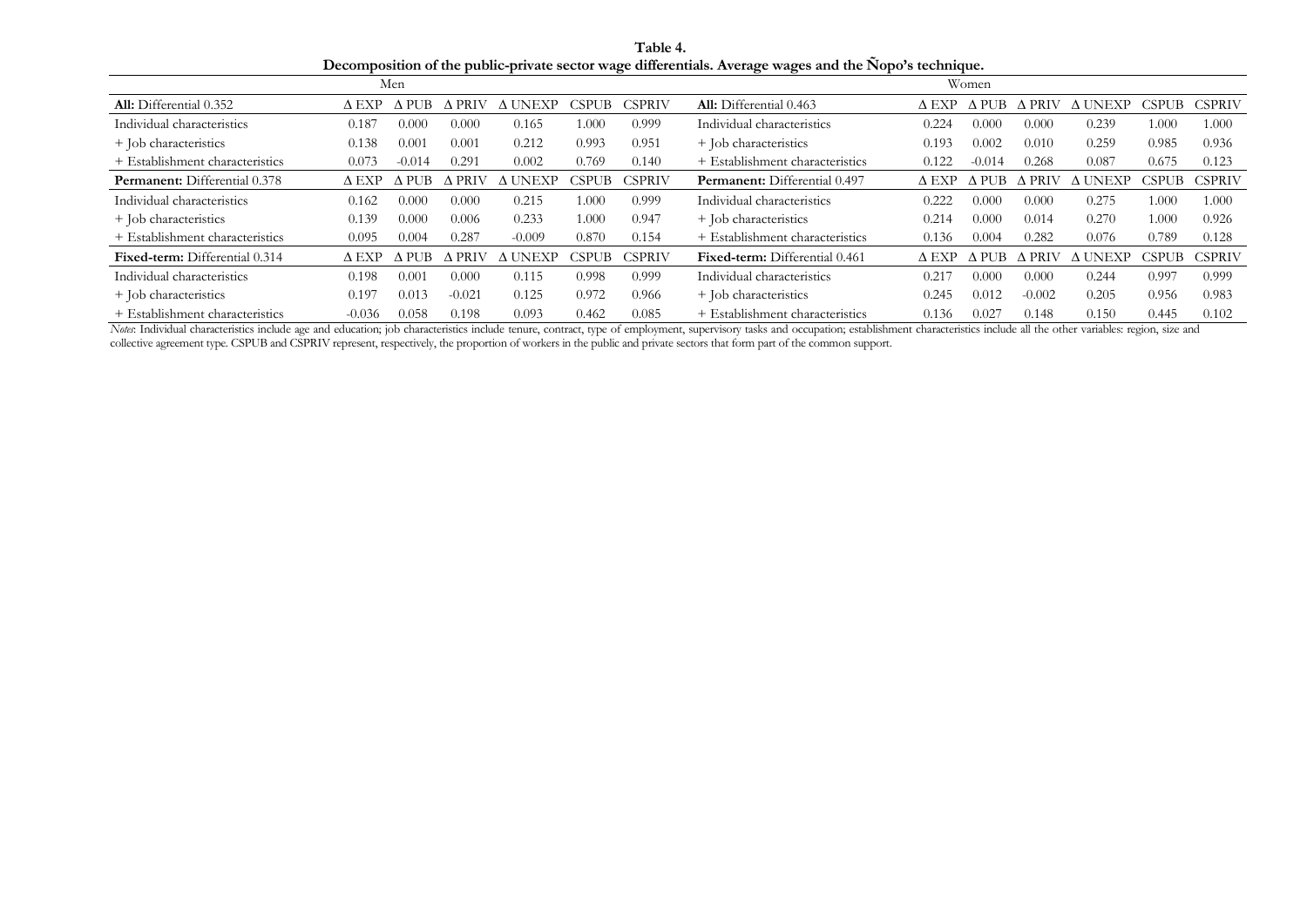**Table 4.**
**Decomposition of the public-private sector wage differentials. Average wages and the Ñopo's technique.**

| Men | | | | | | | Women | | | | | | |
|---|---|---|---|---|---|---|---|---|---|---|---|---|---|
| **All:** Differential 0.352 | Δ EXP | Δ PUB | Δ PRIV | Δ UNEXP | CSPUB | CSPRIV | **All:** Differential 0.463 | Δ EXP | Δ PUB | Δ PRIV | Δ UNEXP | CSPUB | CSPRIV |
| Individual characteristics | 0.187 | 0.000 | 0.000 | 0.165 | 1.000 | 0.999 | Individual characteristics | 0.224 | 0.000 | 0.000 | 0.239 | 1.000 | 1.000 |
| + Job characteristics | 0.138 | 0.001 | 0.001 | 0.212 | 0.993 | 0.951 | + Job characteristics | 0.193 | 0.002 | 0.010 | 0.259 | 0.985 | 0.936 |
| + Establishment characteristics | 0.073 | -0.014 | 0.291 | 0.002 | 0.769 | 0.140 | + Establishment characteristics | 0.122 | -0.014 | 0.268 | 0.087 | 0.675 | 0.123 |
| **Permanent:** Differential 0.378 | Δ EXP | Δ PUB | Δ PRIV | Δ UNEXP | CSPUB | CSPRIV | **Permanent:** Differential 0.497 | Δ EXP | Δ PUB | Δ PRIV | Δ UNEXP | CSPUB | CSPRIV |
| Individual characteristics | 0.162 | 0.000 | 0.000 | 0.215 | 1.000 | 0.999 | Individual characteristics | 0.222 | 0.000 | 0.000 | 0.275 | 1.000 | 1.000 |
| + Job characteristics | 0.139 | 0.000 | 0.006 | 0.233 | 1.000 | 0.947 | + Job characteristics | 0.214 | 0.000 | 0.014 | 0.270 | 1.000 | 0.926 |
| + Establishment characteristics | 0.095 | 0.004 | 0.287 | -0.009 | 0.870 | 0.154 | + Establishment characteristics | 0.136 | 0.004 | 0.282 | 0.076 | 0.789 | 0.128 |
| **Fixed-term:** Differential 0.314 | Δ EXP | Δ PUB | Δ PRIV | Δ UNEXP | CSPUB | CSPRIV | **Fixed-term:** Differential 0.461 | Δ EXP | Δ PUB | Δ PRIV | Δ UNEXP | CSPUB | CSPRIV |
| Individual characteristics | 0.198 | 0.001 | 0.000 | 0.115 | 0.998 | 0.999 | Individual characteristics | 0.217 | 0.000 | 0.000 | 0.244 | 0.997 | 0.999 |
| + Job characteristics | 0.197 | 0.013 | -0.021 | 0.125 | 0.972 | 0.966 | + Job characteristics | 0.245 | 0.012 | -0.002 | 0.205 | 0.956 | 0.983 |
| + Establishment characteristics | -0.036 | 0.058 | 0.198 | 0.093 | 0.462 | 0.085 | + Establishment characteristics | 0.136 | 0.027 | 0.148 | 0.150 | 0.445 | 0.102 |

*Notes*: Individual characteristics include age and education; job characteristics include tenure, contract, type of employment, supervisory tasks and occupation; establishment characteristics include all the other variables: region, size and collective agreement type. CSPUB and CSPRIV represent, respectively, the proportion of workers in the public and private sectors that form part of the common support.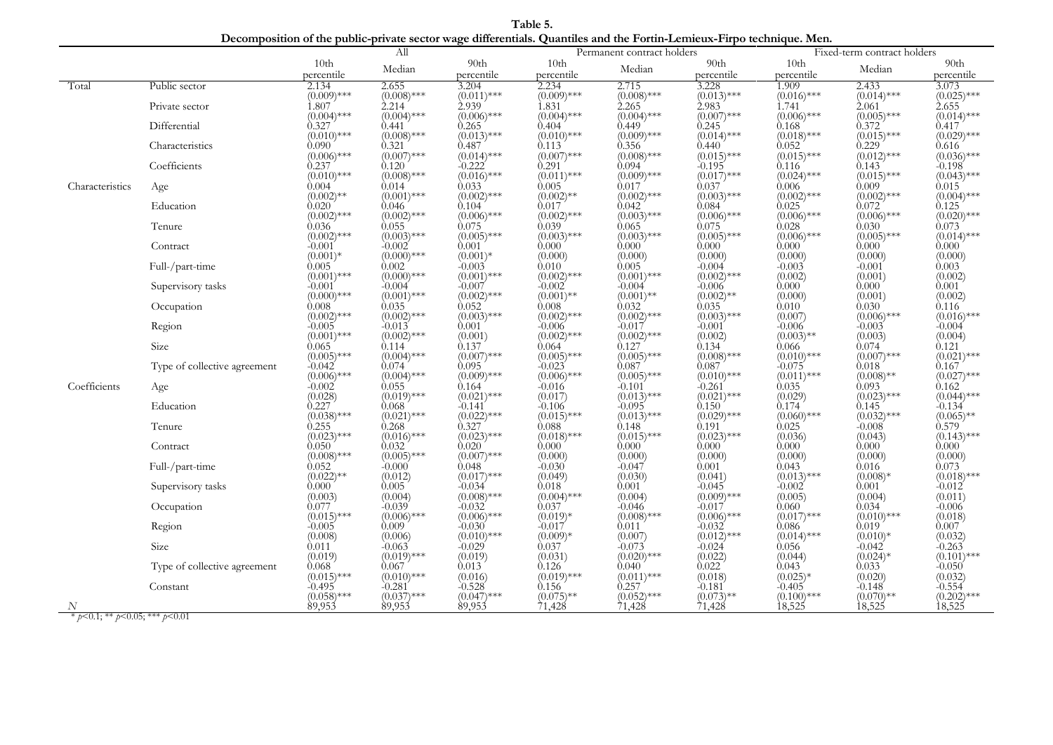**Table 5.**

**Decomposition of the public-private sector wage differentials. Quantiles and the Fortin-Lemieux-Firpo technique. Men.**

| | | All | | | Permanent contract holders | | | Fixed-term contract holders | | |
|---|---|---|---|---|---|---|---|---|---|---|
| | | 10th percentile | Median | 90th percentile | 10th percentile | Median | 90th percentile | 10th percentile | Median | 90th percentile |
| Total | Public sector | 2.134 | 2.655 | 3.204 | 2.234 | 2.715 | 3.228 | 1.909 | 2.433 | 3.073 |
| | | (0.009)*** | (0.008)*** | (0.011)*** | (0.009)*** | (0.008)*** | (0.013)*** | (0.016)*** | (0.014)*** | (0.025)*** |
| | Private sector | 1.807 | 2.214 | 2.939 | 1.831 | 2.265 | 2.983 | 1.741 | 2.061 | 2.655 |
| | | (0.004)*** | (0.004)*** | (0.006)*** | (0.004)*** | (0.004)*** | (0.007)*** | (0.006)*** | (0.005)*** | (0.014)*** |
| | Differential | 0.327 | 0.441 | 0.265 | 0.404 | 0.449 | 0.245 | 0.168 | 0.372 | 0.417 |
| | | (0.010)*** | (0.008)*** | (0.013)*** | (0.010)*** | (0.009)*** | (0.014)*** | (0.018)*** | (0.015)*** | (0.029)*** |
| | Characteristics | 0.090 | 0.321 | 0.487 | 0.113 | 0.356 | 0.440 | 0.052 | 0.229 | 0.616 |
| | | (0.006)*** | (0.007)*** | (0.014)*** | (0.007)*** | (0.008)*** | (0.015)*** | (0.015)*** | (0.012)*** | (0.036)*** |
| | Coefficients | 0.237 | 0.120 | -0.222 | 0.291 | 0.094 | -0.195 | 0.116 | 0.143 | -0.198 |
| | | (0.010)*** | (0.008)*** | (0.016)*** | (0.011)*** | (0.009)*** | (0.017)*** | (0.024)*** | (0.015)*** | (0.043)*** |
| Characteristics | Age | 0.004 | 0.014 | 0.033 | 0.005 | 0.017 | 0.037 | 0.006 | 0.009 | 0.015 |
| | | (0.002)** | (0.001)*** | (0.002)*** | (0.002)** | (0.002)*** | (0.003)*** | (0.002)*** | (0.002)*** | (0.004)*** |
| | Education | 0.020 | 0.046 | 0.104 | 0.017 | 0.042 | 0.084 | 0.025 | 0.072 | 0.125 |
| | | (0.002)*** | (0.002)*** | (0.006)*** | (0.002)*** | (0.003)*** | (0.006)*** | (0.006)*** | (0.006)*** | (0.020)*** |
| | Tenure | 0.036 | 0.055 | 0.075 | 0.039 | 0.065 | 0.075 | 0.028 | 0.030 | 0.073 |
| | | (0.002)*** | (0.003)*** | (0.005)*** | (0.003)*** | (0.003)*** | (0.005)*** | (0.006)*** | (0.005)*** | (0.014)*** |
| | Contract | -0.001 | -0.002 | 0.001 | 0.000 | 0.000 | 0.000 | 0.000 | 0.000 | 0.000 |
| | | (0.001)* | (0.000)*** | (0.001)* | (0.000) | (0.000) | (0.000) | (0.000) | (0.000) | (0.000) |
| | Full-/part-time | 0.005 | 0.002 | -0.003 | 0.010 | 0.005 | -0.004 | -0.003 | -0.001 | 0.003 |
| | | (0.001)*** | (0.000)*** | (0.001)*** | (0.002)*** | (0.001)*** | (0.002)*** | (0.002) | (0.001) | (0.002) |
| | Supervisory tasks | -0.001 | -0.004 | -0.007 | -0.002 | -0.004 | -0.006 | 0.000 | 0.000 | 0.001 |
| | | (0.000)*** | (0.001)*** | (0.002)*** | (0.001)** | (0.001)** | (0.002)** | (0.000) | (0.001) | (0.002) |
| | Occupation | 0.008 | 0.035 | 0.052 | 0.008 | 0.032 | 0.035 | 0.010 | 0.030 | 0.116 |
| | | (0.002)*** | (0.002)*** | (0.003)*** | (0.002)*** | (0.002)*** | (0.003)*** | (0.007) | (0.006)*** | (0.016)*** |
| | Region | -0.005 | -0.013 | 0.001 | -0.006 | -0.017 | -0.001 | -0.006 | -0.003 | -0.004 |
| | | (0.001)*** | (0.002)*** | (0.001) | (0.002)*** | (0.002)*** | (0.002) | (0.003)** | (0.003) | (0.004) |
| | Size | 0.065 | 0.114 | 0.137 | 0.064 | 0.127 | 0.134 | 0.066 | 0.074 | 0.121 |
| | | (0.005)*** | (0.004)*** | (0.007)*** | (0.005)*** | (0.005)*** | (0.008)*** | (0.010)*** | (0.007)*** | (0.021)*** |
| | Type of collective agreement | -0.042 | 0.074 | 0.095 | -0.023 | 0.087 | 0.087 | -0.075 | 0.018 | 0.167 |
| | | (0.006)*** | (0.004)*** | (0.009)*** | (0.006)*** | (0.005)*** | (0.010)*** | (0.011)*** | (0.008)** | (0.027)*** |
| Coefficients | Age | -0.002 | 0.055 | 0.164 | -0.016 | -0.101 | -0.261 | 0.035 | 0.093 | 0.162 |
| | | (0.028) | (0.019)*** | (0.021)*** | (0.017) | (0.013)*** | (0.021)*** | (0.029) | (0.023)*** | (0.044)*** |
| | Education | 0.227 | 0.068 | -0.141 | -0.106 | -0.095 | 0.150 | 0.174 | 0.145 | -0.134 |
| | | (0.038)*** | (0.021)*** | (0.022)*** | (0.015)*** | (0.013)*** | (0.029)*** | (0.060)*** | (0.032)*** | (0.065)** |
| | Tenure | 0.255 | 0.268 | 0.327 | 0.088 | 0.148 | 0.191 | 0.025 | -0.008 | 0.579 |
| | | (0.023)*** | (0.016)*** | (0.023)*** | (0.018)*** | (0.015)*** | (0.023)*** | (0.036) | (0.043) | (0.143)*** |
| | Contract | 0.050 | 0.032 | 0.020 | 0.000 | 0.000 | 0.000 | 0.000 | 0.000 | 0.000 |
| | | (0.008)*** | (0.005)*** | (0.007)*** | (0.000) | (0.000) | (0.000) | (0.000) | (0.000) | (0.000) |
| | Full-/part-time | 0.052 | -0.000 | 0.048 | -0.030 | -0.047 | 0.001 | 0.043 | 0.016 | 0.073 |
| | | (0.022)** | (0.012) | (0.017)*** | (0.049) | (0.030) | (0.041) | (0.013)*** | (0.008)* | (0.018)*** |
| | Supervisory tasks | 0.000 | 0.005 | -0.034 | 0.018 | 0.001 | -0.045 | -0.002 | 0.001 | -0.012 |
| | | (0.003) | (0.004) | (0.008)*** | (0.004)*** | (0.004) | (0.009)*** | (0.005) | (0.004) | (0.011) |
| | Occupation | 0.077 | -0.039 | -0.032 | 0.037 | -0.046 | -0.017 | 0.060 | 0.034 | -0.006 |
| | | (0.015)*** | (0.006)*** | (0.006)*** | (0.019)* | (0.008)*** | (0.006)*** | (0.017)*** | (0.010)*** | (0.018) |
| | Region | -0.005 | 0.009 | -0.030 | -0.017 | 0.011 | -0.032 | 0.086 | 0.019 | 0.007 |
| | | (0.008) | (0.006) | (0.010)*** | (0.009)* | (0.007) | (0.012)*** | (0.014)*** | (0.010)* | (0.032) |
| | Size | 0.011 | -0.063 | -0.029 | 0.037 | -0.073 | -0.024 | 0.056 | -0.042 | -0.263 |
| | | (0.019) | (0.019)*** | (0.019) | (0.031) | (0.020)*** | (0.022) | (0.044) | (0.024)* | (0.101)*** |
| | Type of collective agreement | 0.068 | 0.067 | 0.013 | 0.126 | 0.040 | 0.022 | 0.043 | 0.033 | -0.050 |
| | | (0.015)*** | (0.010)*** | (0.016) | (0.019)*** | (0.011)*** | (0.018) | (0.025)* | (0.020) | (0.032) |
| | Constant | -0.495 | -0.281 | -0.528 | 0.156 | 0.257 | -0.181 | -0.405 | -0.148 | -0.554 |
| | | (0.058)*** | (0.037)*** | (0.047)*** | (0.075)** | (0.052)*** | (0.073)** | (0.100)*** | (0.070)** | (0.202)*** |
| $N$ | | 89,953 | 89,953 | 89,953 | 71,428 | 71,428 | 71,428 | 18,525 | 18,525 | 18,525 |

* $p<0.1$; ** $p<0.05$; *** $p<0.01$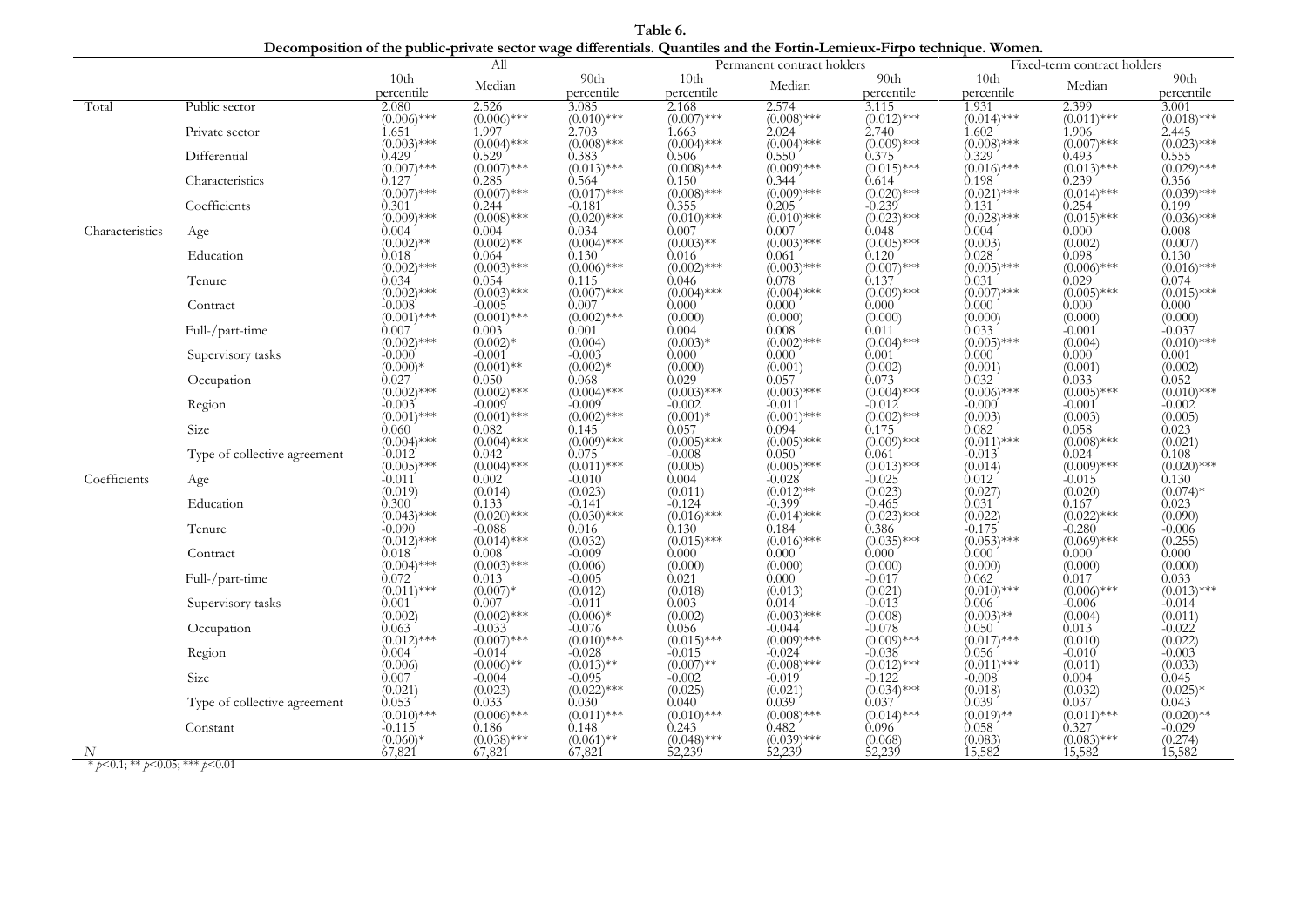**Table 6.**
**Decomposition of the public-private sector wage differentials. Quantiles and the Fortin-Lemieux-Firpo technique. Women.**

| | | All | | | Permanent contract holders | | | Fixed-term contract holders | | |
|---|---|---|---|---|---|---|---|---|---|---|
| | | 10th percentile | Median | 90th percentile | 10th percentile | Median | 90th percentile | 10th percentile | Median | 90th percentile |
| Total | Public sector | 2.080 | 2.526 | 3.085 | 2.168 | 2.574 | 3.115 | 1.931 | 2.399 | 3.001 |
| | | (0.006)*** | (0.006)*** | (0.010)*** | (0.007)*** | (0.008)*** | (0.012)*** | (0.014)*** | (0.011)*** | (0.018)*** |
| | Private sector | 1.651 | 1.997 | 2.703 | 1.663 | 2.024 | 2.740 | 1.602 | 1.906 | 2.445 |
| | | (0.003)*** | (0.004)*** | (0.008)*** | (0.004)*** | (0.004)*** | (0.009)*** | (0.008)*** | (0.007)*** | (0.023)*** |
| | Differential | 0.429 | 0.529 | 0.383 | 0.506 | 0.550 | 0.375 | 0.329 | 0.493 | 0.555 |
| | | (0.007)*** | (0.007)*** | (0.013)*** | (0.008)*** | (0.009)*** | (0.015)*** | (0.016)*** | (0.013)*** | (0.029)*** |
| | Characteristics | 0.127 | 0.285 | 0.564 | 0.150 | 0.344 | 0.614 | 0.198 | 0.239 | 0.356 |
| | | (0.007)*** | (0.007)*** | (0.017)*** | (0.008)*** | (0.009)*** | (0.020)*** | (0.021)*** | (0.014)*** | (0.039)*** |
| | Coefficients | 0.301 | 0.244 | -0.181 | 0.355 | 0.205 | -0.239 | 0.131 | 0.254 | 0.199 |
| | | (0.009)*** | (0.008)*** | (0.020)*** | (0.010)*** | (0.010)*** | (0.023)*** | (0.028)*** | (0.015)*** | (0.036)*** |
| Characteristics | Age | 0.004 | 0.004 | 0.034 | 0.007 | 0.007 | 0.048 | 0.004 | 0.000 | 0.008 |
| | | (0.002)** | (0.002)** | (0.004)*** | (0.003)** | (0.003)*** | (0.005)*** | (0.003) | (0.002) | (0.007) |
| | Education | 0.018 | 0.064 | 0.130 | 0.016 | 0.061 | 0.120 | 0.028 | 0.098 | 0.130 |
| | | (0.002)*** | (0.003)*** | (0.006)*** | (0.002)*** | (0.003)*** | (0.007)*** | (0.005)*** | (0.006)*** | (0.016)*** |
| | Tenure | 0.034 | 0.054 | 0.115 | 0.046 | 0.078 | 0.137 | 0.031 | 0.029 | 0.074 |
| | | (0.002)*** | (0.003)*** | (0.007)*** | (0.004)*** | (0.004)*** | (0.009)*** | (0.007)*** | (0.005)*** | (0.015)*** |
| | Contract | -0.008 | -0.005 | 0.007 | 0.000 | 0.000 | 0.000 | 0.000 | 0.000 | 0.000 |
| | | (0.001)*** | (0.001)*** | (0.002)*** | (0.000) | (0.000) | (0.000) | (0.000) | (0.000) | (0.000) |
| | Full-/part-time | 0.007 | 0.003 | 0.001 | 0.004 | 0.008 | 0.011 | 0.033 | -0.001 | -0.037 |
| | | (0.002)*** | (0.002)* | (0.004) | (0.003)* | (0.002)*** | (0.004)*** | (0.005)*** | (0.004) | (0.010)*** |
| | Supervisory tasks | -0.000 | -0.001 | -0.003 | 0.000 | 0.000 | 0.001 | 0.000 | 0.000 | 0.001 |
| | | (0.000)* | (0.001)** | (0.002)* | (0.000) | (0.001) | (0.002) | (0.001) | (0.001) | (0.002) |
| | Occupation | 0.027 | 0.050 | 0.068 | 0.029 | 0.057 | 0.073 | 0.032 | 0.033 | 0.052 |
| | | (0.002)*** | (0.002)*** | (0.004)*** | (0.003)*** | (0.003)*** | (0.004)*** | (0.006)*** | (0.005)*** | (0.010)*** |
| | Region | -0.003 | -0.009 | -0.009 | -0.002 | -0.011 | -0.012 | -0.000 | -0.001 | -0.002 |
| | | (0.001)*** | (0.001)*** | (0.002)*** | (0.001)* | (0.001)*** | (0.002)*** | (0.003) | (0.003) | (0.005) |
| | Size | 0.060 | 0.082 | 0.145 | 0.057 | 0.094 | 0.175 | 0.082 | 0.058 | 0.023 |
| | | (0.004)*** | (0.004)*** | (0.009)*** | (0.005)*** | (0.005)*** | (0.009)*** | (0.011)*** | (0.008)*** | (0.021) |
| | Type of collective agreement | -0.012 | 0.042 | 0.075 | -0.008 | 0.050 | 0.061 | -0.013 | 0.024 | 0.108 |
| | | (0.005)*** | (0.004)*** | (0.011)*** | (0.005) | (0.005)*** | (0.013)*** | (0.014) | (0.009)*** | (0.020)*** |
| Coefficients | Age | -0.011 | 0.002 | -0.010 | 0.004 | -0.028 | -0.025 | 0.012 | -0.015 | 0.130 |
| | | (0.019) | (0.014) | (0.023) | (0.011) | (0.012)** | (0.023) | (0.027) | (0.020) | (0.074)* |
| | Education | 0.300 | 0.133 | -0.141 | -0.124 | -0.399 | -0.465 | 0.031 | 0.167 | 0.023 |
| | | (0.043)*** | (0.020)*** | (0.030)*** | (0.016)*** | (0.014)*** | (0.023)*** | (0.022) | (0.022)*** | (0.090) |
| | Tenure | -0.090 | -0.088 | 0.016 | 0.130 | 0.184 | 0.386 | -0.175 | -0.280 | -0.006 |
| | | (0.012)*** | (0.014)*** | (0.032) | (0.015)*** | (0.016)*** | (0.035)*** | (0.053)*** | (0.069)*** | (0.255) |
| | Contract | 0.018 | 0.008 | -0.009 | 0.000 | 0.000 | 0.000 | 0.000 | 0.000 | 0.000 |
| | | (0.004)*** | (0.003)*** | (0.006) | (0.000) | (0.000) | (0.000) | (0.000) | (0.000) | (0.000) |
| | Full-/part-time | 0.072 | 0.013 | -0.005 | 0.021 | 0.000 | -0.017 | 0.062 | 0.017 | 0.033 |
| | | (0.011)*** | (0.007)* | (0.012) | (0.018) | (0.013) | (0.021) | (0.010)*** | (0.006)*** | (0.013)*** |
| | Supervisory tasks | 0.001 | 0.007 | -0.011 | 0.003 | 0.014 | -0.013 | 0.006 | -0.006 | -0.014 |
| | | (0.002) | (0.002)*** | (0.006)* | (0.002) | (0.003)*** | (0.008) | (0.003)** | (0.004) | (0.011) |
| | Occupation | 0.063 | -0.033 | -0.076 | 0.056 | -0.044 | -0.078 | 0.050 | 0.013 | -0.022 |
| | | (0.012)*** | (0.007)*** | (0.010)*** | (0.015)*** | (0.009)*** | (0.009)*** | (0.017)*** | (0.010) | (0.022) |
| | Region | 0.004 | -0.014 | -0.028 | -0.015 | -0.024 | -0.038 | 0.056 | -0.010 | -0.003 |
| | | (0.006) | (0.006)** | (0.013)** | (0.007)** | (0.008)*** | (0.012)*** | (0.011)*** | (0.011) | (0.033) |
| | Size | 0.007 | -0.004 | -0.095 | -0.002 | -0.019 | -0.122 | -0.008 | 0.004 | 0.045 |
| | | (0.021) | (0.023) | (0.022)*** | (0.025) | (0.021) | (0.034)*** | (0.018) | (0.032) | (0.025)* |
| | Type of collective agreement | 0.053 | 0.033 | 0.030 | 0.040 | 0.039 | 0.037 | 0.039 | 0.037 | 0.043 |
| | | (0.010)*** | (0.006)*** | (0.011)*** | (0.010)*** | (0.008)*** | (0.014)*** | (0.019)** | (0.011)*** | (0.020)** |
| | Constant | -0.115 | 0.186 | 0.148 | 0.243 | 0.482 | 0.096 | 0.058 | 0.327 | -0.029 |
| | | (0.060)* | (0.038)*** | (0.061)** | (0.048)*** | (0.039)*** | (0.068) | (0.083) | (0.083)*** | (0.274) |
| *N* | | 67,821 | 67,821 | 67,821 | 52,239 | 52,239 | 52,239 | 15,582 | 15,582 | 15,582 |

\* $p<0.1$; \*\* $p<0.05$; \*\*\* $p<0.01$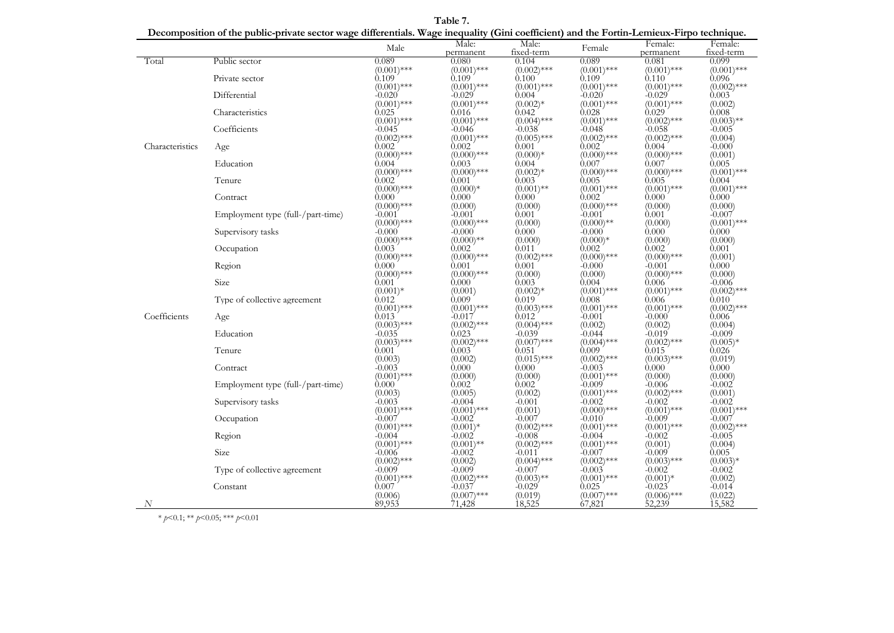**Table 7.**
**Decomposition of the public-private sector wage differentials. Wage inequality (Gini coefficient) and the Fortin-Lemieux-Firpo technique.**

| | | Male | Male: permanent | Male: fixed-term | Female | Female: permanent | Female: fixed-term |
|---|---|---|---|---|---|---|---|
| Total | Public sector | 0.089 | 0.080 | 0.104 | 0.089 | 0.081 | 0.099 |
| | | (0.001)*** | (0.001)*** | (0.002)*** | (0.001)*** | (0.001)*** | (0.001)*** |
| | Private sector | 0.109 | 0.109 | 0.100 | 0.109 | 0.110 | 0.096 |
| | | (0.001)*** | (0.001)*** | (0.001)*** | (0.001)*** | (0.001)*** | (0.002)*** |
| | Differential | -0.020 | -0.029 | 0.004 | -0.020 | -0.029 | 0.003 |
| | | (0.001)*** | (0.001)*** | (0.002)* | (0.001)*** | (0.001)*** | (0.002) |
| | Characteristics | 0.025 | 0.016 | 0.042 | 0.028 | 0.029 | 0.008 |
| | | (0.001)*** | (0.001)*** | (0.004)*** | (0.001)*** | (0.002)*** | (0.003)** |
| | Coefficients | -0.045 | -0.046 | -0.038 | -0.048 | -0.058 | -0.005 |
| | | (0.002)*** | (0.001)*** | (0.005)*** | (0.002)*** | (0.002)*** | (0.004) |
| Characteristics | Age | 0.002 | 0.002 | 0.001 | 0.002 | 0.004 | -0.000 |
| | | (0.000)*** | (0.000)*** | (0.000)* | (0.000)*** | (0.000)*** | (0.001) |
| | Education | 0.004 | 0.003 | 0.004 | 0.007 | 0.007 | 0.005 |
| | | (0.000)*** | (0.000)*** | (0.002)* | (0.000)*** | (0.000)*** | (0.001)*** |
| | Tenure | 0.002 | 0.001 | 0.003 | 0.005 | 0.005 | 0.004 |
| | | (0.000)*** | (0.000)* | (0.001)** | (0.001)*** | (0.001)*** | (0.001)*** |
| | Contract | 0.000 | 0.000 | 0.000 | 0.002 | 0.000 | 0.000 |
| | | (0.000)*** | (0.000) | (0.000) | (0.000)*** | (0.000) | (0.000) |
| | Employment type (full-/part-time) | -0.001 | -0.001 | 0.001 | -0.001 | 0.001 | -0.007 |
| | | (0.000)*** | (0.000)*** | (0.000) | (0.000)** | (0.000) | (0.001)*** |
| | Supervisory tasks | -0.000 | -0.000 | 0.000 | -0.000 | 0.000 | 0.000 |
| | | (0.000)*** | (0.000)** | (0.000) | (0.000)* | (0.000) | (0.000) |
| | Occupation | 0.003 | 0.002 | 0.011 | 0.002 | 0.002 | 0.001 |
| | | (0.000)*** | (0.000)*** | (0.002)*** | (0.000)*** | (0.000)*** | (0.001) |
| | Region | 0.000 | 0.001 | 0.001 | -0.000 | -0.001 | 0.000 |
| | | (0.000)*** | (0.000)*** | (0.000) | (0.000) | (0.000)*** | (0.000) |
| | Size | 0.001 | 0.000 | 0.003 | 0.004 | 0.006 | -0.006 |
| | | (0.001)* | (0.001) | (0.002)* | (0.001)*** | (0.001)*** | (0.002)*** |
| | Type of collective agreement | 0.012 | 0.009 | 0.019 | 0.008 | 0.006 | 0.010 |
| | | (0.001)*** | (0.001)*** | (0.003)*** | (0.001)*** | (0.001)*** | (0.002)*** |
| Coefficients | Age | 0.013 | -0.017 | 0.012 | -0.001 | -0.000 | 0.006 |
| | | (0.003)*** | (0.002)*** | (0.004)*** | (0.002) | (0.002) | (0.004) |
| | Education | -0.035 | 0.023 | -0.039 | -0.044 | -0.019 | -0.009 |
| | | (0.003)*** | (0.002)*** | (0.007)*** | (0.004)*** | (0.002)*** | (0.005)* |
| | Tenure | 0.001 | 0.003 | 0.051 | 0.009 | 0.015 | 0.026 |
| | | (0.003) | (0.002) | (0.015)*** | (0.002)*** | (0.003)*** | (0.019) |
| | Contract | -0.003 | 0.000 | 0.000 | -0.003 | 0.000 | 0.000 |
| | | (0.001)*** | (0.000) | (0.000) | (0.001)*** | (0.000) | (0.000) |
| | Employment type (full-/part-time) | 0.000 | 0.002 | 0.002 | -0.009 | -0.006 | -0.002 |
| | | (0.003) | (0.005) | (0.002) | (0.001)*** | (0.002)*** | (0.001) |
| | Supervisory tasks | -0.003 | -0.004 | -0.001 | -0.002 | -0.002 | -0.002 |
| | | (0.001)*** | (0.001)*** | (0.001) | (0.000)*** | (0.001)*** | (0.001)*** |
| | Occupation | -0.007 | -0.002 | -0.007 | -0.010 | -0.009 | -0.007 |
| | | (0.001)*** | (0.001)* | (0.002)*** | (0.001)*** | (0.001)*** | (0.002)*** |
| | Region | -0.004 | -0.002 | -0.008 | -0.004 | -0.002 | -0.005 |
| | | (0.001)*** | (0.001)** | (0.002)*** | (0.001)*** | (0.001) | (0.004) |
| | Size | -0.006 | -0.002 | -0.011 | -0.007 | -0.009 | 0.005 |
| | | (0.002)*** | (0.002) | (0.004)*** | (0.002)*** | (0.003)*** | (0.003)* |
| | Type of collective agreement | -0.009 | -0.009 | -0.007 | -0.003 | -0.002 | -0.002 |
| | | (0.001)*** | (0.002)*** | (0.003)** | (0.001)*** | (0.001)* | (0.002) |
| | Constant | 0.007 | -0.037 | -0.029 | 0.025 | -0.023 | -0.014 |
| | | (0.006) | (0.007)*** | (0.019) | (0.007)*** | (0.006)*** | (0.022) |
| $N$ | | 89,953 | 71,428 | 18,525 | 67,821 | 52,239 | 15,582 |

\* $p$<0.1; \*\* $p$<0.05; \*\*\* $p$<0.01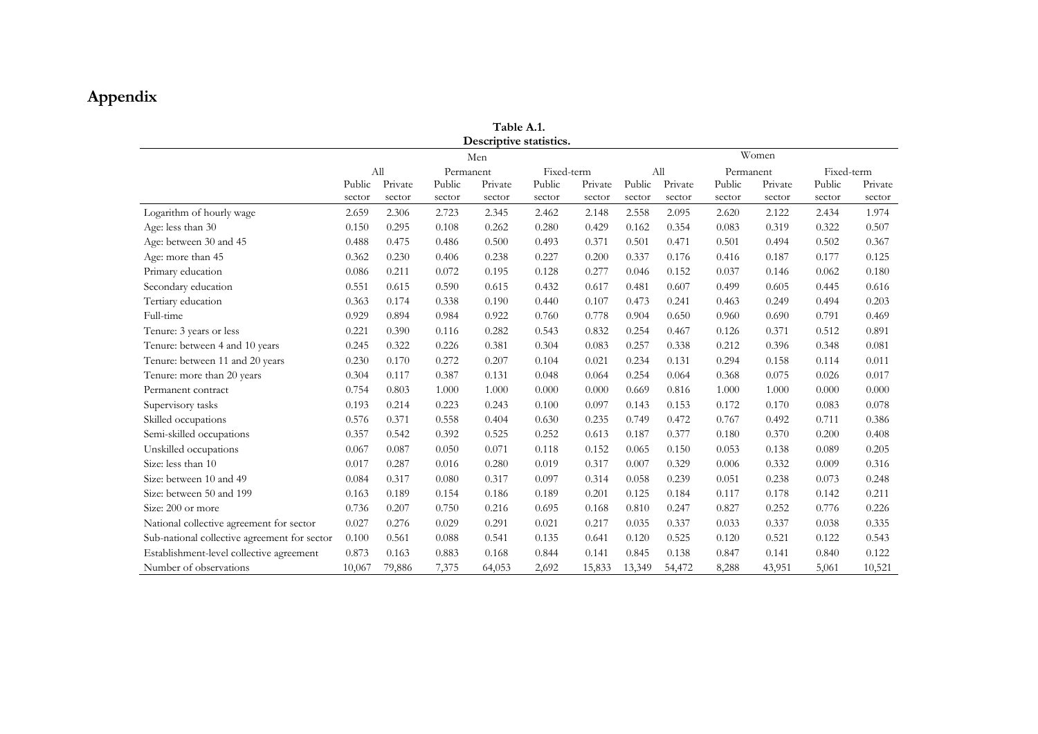# Appendix

**Table A.1.**
**Descriptive statistics.**

| | Men | | | | | | Women | | | | | |
|---|---|---|---|---|---|---|---|---|---|---|---|---|
| | All | | Permanent | | Fixed-term | | All | | Permanent | | Fixed-term | |
| | Public sector | Private sector | Public sector | Private sector | Public sector | Private sector | Public sector | Private sector | Public sector | Private sector | Public sector | Private sector |
| Logarithm of hourly wage | 2.659 | 2.306 | 2.723 | 2.345 | 2.462 | 2.148 | 2.558 | 2.095 | 2.620 | 2.122 | 2.434 | 1.974 |
| Age: less than 30 | 0.150 | 0.295 | 0.108 | 0.262 | 0.280 | 0.429 | 0.162 | 0.354 | 0.083 | 0.319 | 0.322 | 0.507 |
| Age: between 30 and 45 | 0.488 | 0.475 | 0.486 | 0.500 | 0.493 | 0.371 | 0.501 | 0.471 | 0.501 | 0.494 | 0.502 | 0.367 |
| Age: more than 45 | 0.362 | 0.230 | 0.406 | 0.238 | 0.227 | 0.200 | 0.337 | 0.176 | 0.416 | 0.187 | 0.177 | 0.125 |
| Primary education | 0.086 | 0.211 | 0.072 | 0.195 | 0.128 | 0.277 | 0.046 | 0.152 | 0.037 | 0.146 | 0.062 | 0.180 |
| Secondary education | 0.551 | 0.615 | 0.590 | 0.615 | 0.432 | 0.617 | 0.481 | 0.607 | 0.499 | 0.605 | 0.445 | 0.616 |
| Tertiary education | 0.363 | 0.174 | 0.338 | 0.190 | 0.440 | 0.107 | 0.473 | 0.241 | 0.463 | 0.249 | 0.494 | 0.203 |
| Full-time | 0.929 | 0.894 | 0.984 | 0.922 | 0.760 | 0.778 | 0.904 | 0.650 | 0.960 | 0.690 | 0.791 | 0.469 |
| Tenure: 3 years or less | 0.221 | 0.390 | 0.116 | 0.282 | 0.543 | 0.832 | 0.254 | 0.467 | 0.126 | 0.371 | 0.512 | 0.891 |
| Tenure: between 4 and 10 years | 0.245 | 0.322 | 0.226 | 0.381 | 0.304 | 0.083 | 0.257 | 0.338 | 0.212 | 0.396 | 0.348 | 0.081 |
| Tenure: between 11 and 20 years | 0.230 | 0.170 | 0.272 | 0.207 | 0.104 | 0.021 | 0.234 | 0.131 | 0.294 | 0.158 | 0.114 | 0.011 |
| Tenure: more than 20 years | 0.304 | 0.117 | 0.387 | 0.131 | 0.048 | 0.064 | 0.254 | 0.064 | 0.368 | 0.075 | 0.026 | 0.017 |
| Permanent contract | 0.754 | 0.803 | 1.000 | 1.000 | 0.000 | 0.000 | 0.669 | 0.816 | 1.000 | 1.000 | 0.000 | 0.000 |
| Supervisory tasks | 0.193 | 0.214 | 0.223 | 0.243 | 0.100 | 0.097 | 0.143 | 0.153 | 0.172 | 0.170 | 0.083 | 0.078 |
| Skilled occupations | 0.576 | 0.371 | 0.558 | 0.404 | 0.630 | 0.235 | 0.749 | 0.472 | 0.767 | 0.492 | 0.711 | 0.386 |
| Semi-skilled occupations | 0.357 | 0.542 | 0.392 | 0.525 | 0.252 | 0.613 | 0.187 | 0.377 | 0.180 | 0.370 | 0.200 | 0.408 |
| Unskilled occupations | 0.067 | 0.087 | 0.050 | 0.071 | 0.118 | 0.152 | 0.065 | 0.150 | 0.053 | 0.138 | 0.089 | 0.205 |
| Size: less than 10 | 0.017 | 0.287 | 0.016 | 0.280 | 0.019 | 0.317 | 0.007 | 0.329 | 0.006 | 0.332 | 0.009 | 0.316 |
| Size: between 10 and 49 | 0.084 | 0.317 | 0.080 | 0.317 | 0.097 | 0.314 | 0.058 | 0.239 | 0.051 | 0.238 | 0.073 | 0.248 |
| Size: between 50 and 199 | 0.163 | 0.189 | 0.154 | 0.186 | 0.189 | 0.201 | 0.125 | 0.184 | 0.117 | 0.178 | 0.142 | 0.211 |
| Size: 200 or more | 0.736 | 0.207 | 0.750 | 0.216 | 0.695 | 0.168 | 0.810 | 0.247 | 0.827 | 0.252 | 0.776 | 0.226 |
| National collective agreement for sector | 0.027 | 0.276 | 0.029 | 0.291 | 0.021 | 0.217 | 0.035 | 0.337 | 0.033 | 0.337 | 0.038 | 0.335 |
| Sub-national collective agreement for sector | 0.100 | 0.561 | 0.088 | 0.541 | 0.135 | 0.641 | 0.120 | 0.525 | 0.120 | 0.521 | 0.122 | 0.543 |
| Establishment-level collective agreement | 0.873 | 0.163 | 0.883 | 0.168 | 0.844 | 0.141 | 0.845 | 0.138 | 0.847 | 0.141 | 0.840 | 0.122 |
| Number of observations | 10,067 | 79,886 | 7,375 | 64,053 | 2,692 | 15,833 | 13,349 | 54,472 | 8,288 | 43,951 | 5,061 | 10,521 |